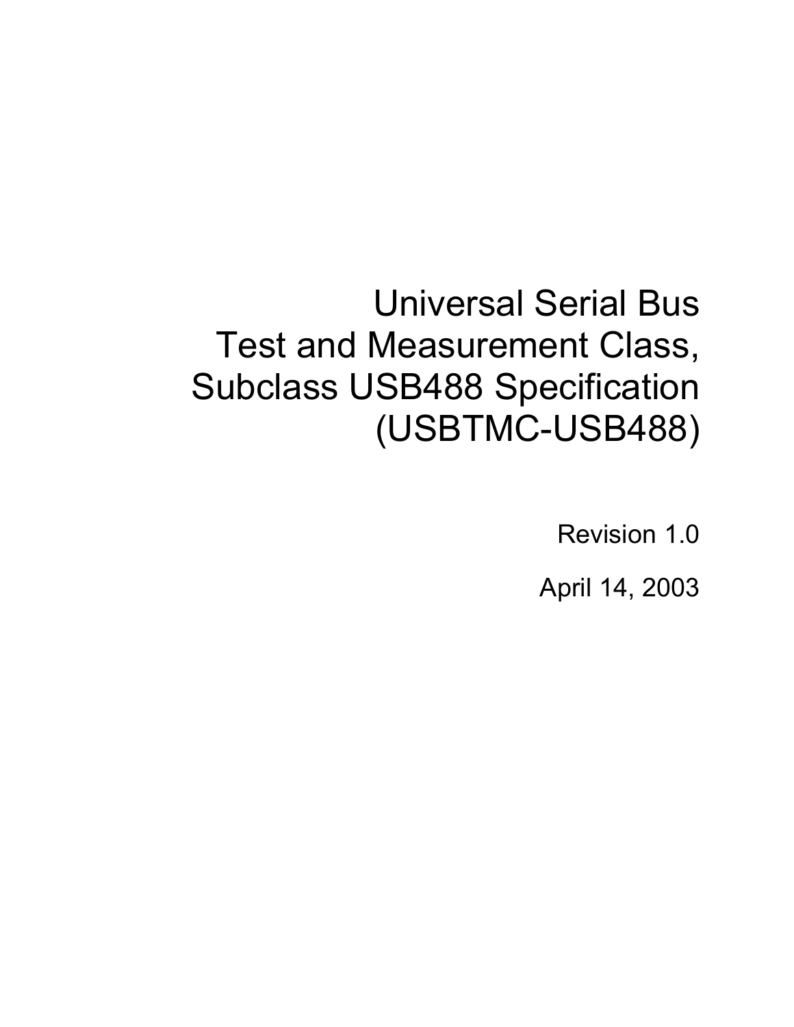# Universal Serial Bus Test and Measurement Class, Subclass USB488 Specification (USBTMC-USB488)

Revision 1.0

April 14, 2003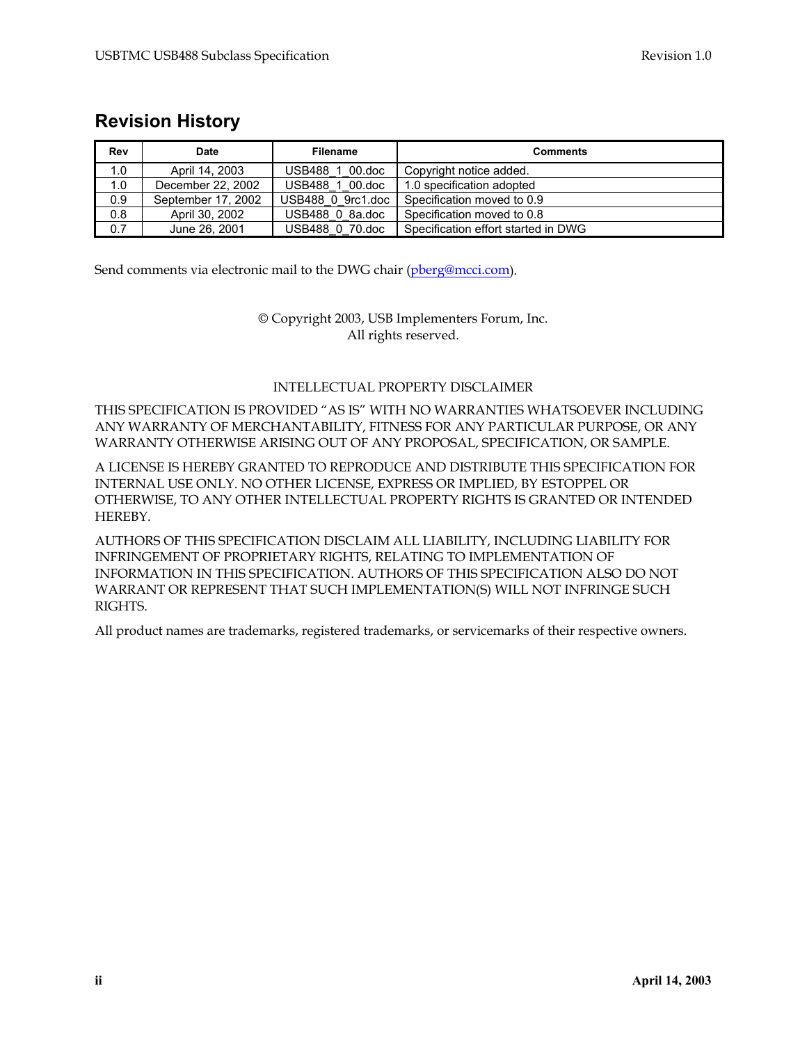## Revision History

| Rev | Date | Filename | Comments |
|---|---|---|---|
| 1.0 | April 14, 2003 | USB488_1_00.doc | Copyright notice added. |
| 1.0 | December 22, 2002 | USB488_1_00.doc | 1.0 specification adopted |
| 0.9 | September 17, 2002 | USB488_0_9rc1.doc | Specification moved to 0.9 |
| 0.8 | April 30, 2002 | USB488_0_8a.doc | Specification moved to 0.8 |
| 0.7 | June 26, 2001 | USB488_0_70.doc | Specification effort started in DWG |

Send comments via electronic mail to the DWG chair (pberg@mcci.com).

© Copyright 2003, USB Implementers Forum, Inc.
All rights reserved.

INTELLECTUAL PROPERTY DISCLAIMER

THIS SPECIFICATION IS PROVIDED "AS IS" WITH NO WARRANTIES WHATSOEVER INCLUDING ANY WARRANTY OF MERCHANTABILITY, FITNESS FOR ANY PARTICULAR PURPOSE, OR ANY WARRANTY OTHERWISE ARISING OUT OF ANY PROPOSAL, SPECIFICATION, OR SAMPLE.

A LICENSE IS HEREBY GRANTED TO REPRODUCE AND DISTRIBUTE THIS SPECIFICATION FOR INTERNAL USE ONLY. NO OTHER LICENSE, EXPRESS OR IMPLIED, BY ESTOPPEL OR OTHERWISE, TO ANY OTHER INTELLECTUAL PROPERTY RIGHTS IS GRANTED OR INTENDED HEREBY.

AUTHORS OF THIS SPECIFICATION DISCLAIM ALL LIABILITY, INCLUDING LIABILITY FOR INFRINGEMENT OF PROPRIETARY RIGHTS, RELATING TO IMPLEMENTATION OF INFORMATION IN THIS SPECIFICATION. AUTHORS OF THIS SPECIFICATION ALSO DO NOT WARRANT OR REPRESENT THAT SUCH IMPLEMENTATION(S) WILL NOT INFRINGE SUCH RIGHTS.

All product names are trademarks, registered trademarks, or servicemarks of their respective owners.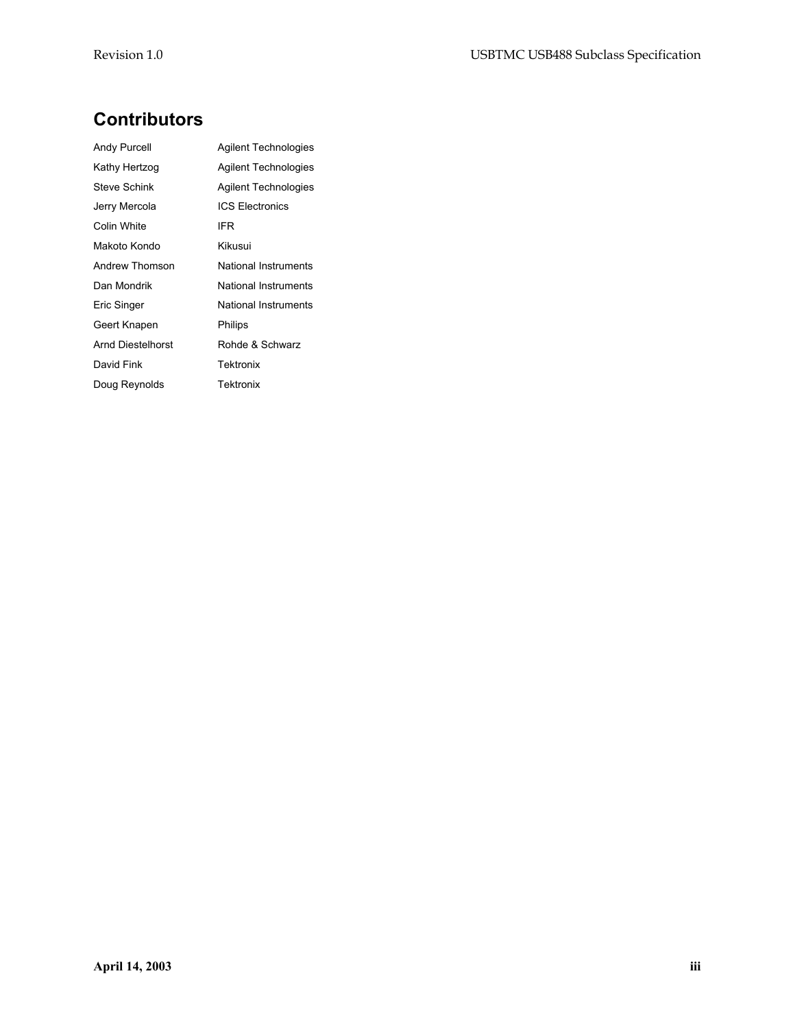## Contributors

| | |
|---|---|
| Andy Purcell | Agilent Technologies |
| Kathy Hertzog | Agilent Technologies |
| Steve Schink | Agilent Technologies |
| Jerry Mercola | ICS Electronics |
| Colin White | IFR |
| Makoto Kondo | Kikusui |
| Andrew Thomson | National Instruments |
| Dan Mondrik | National Instruments |
| Eric Singer | National Instruments |
| Geert Knapen | Philips |
| Arnd Diestelhorst | Rohde & Schwarz |
| David Fink | Tektronix |
| Doug Reynolds | Tektronix |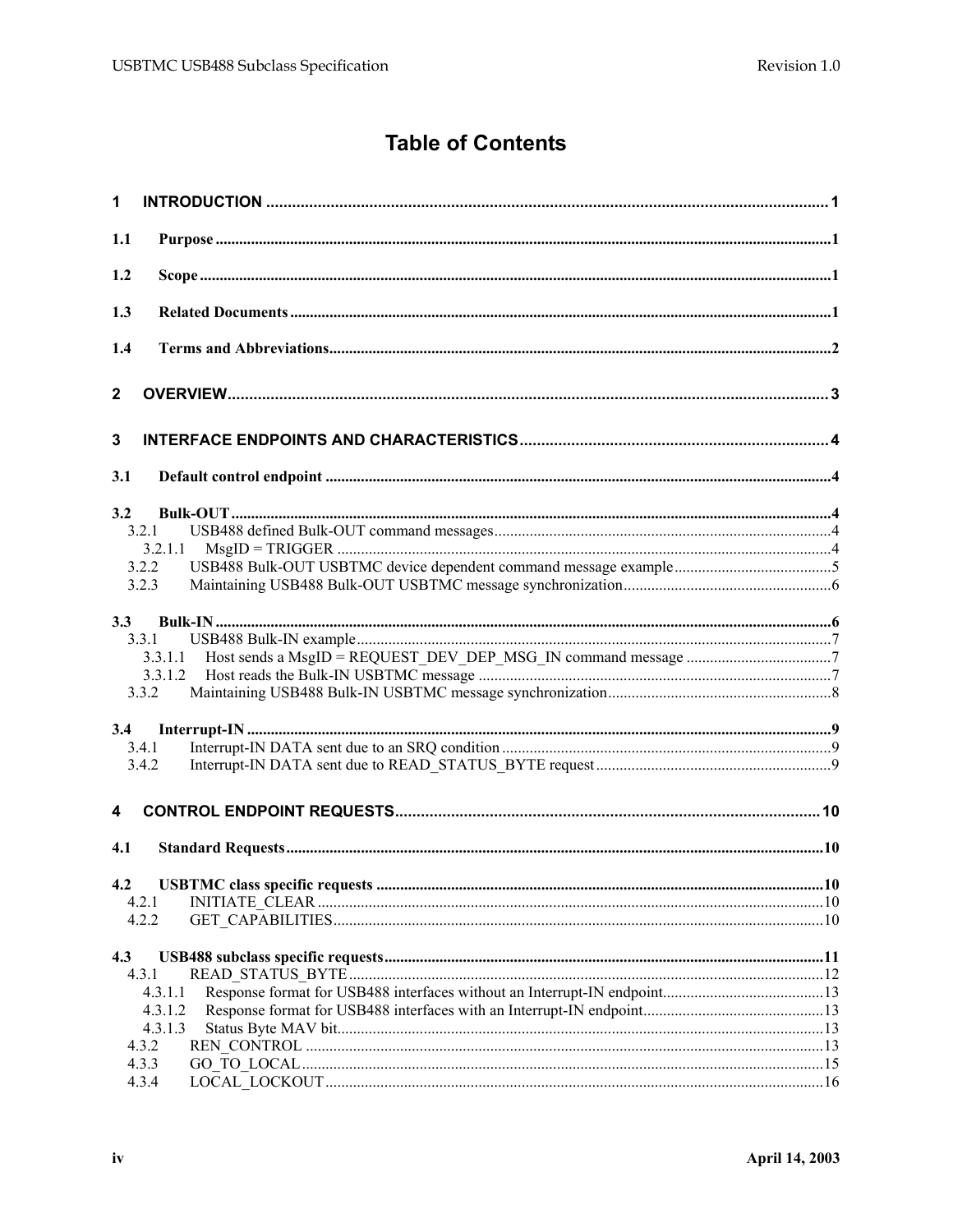# Table of Contents

**1 INTRODUCTION** ..... 1

**1.1 Purpose** ..... 1

**1.2 Scope** ..... 1

**1.3 Related Documents** ..... 1

**1.4 Terms and Abbreviations** ..... 2

**2 OVERVIEW** ..... 3

**3 INTERFACE ENDPOINTS AND CHARACTERISTICS** ..... 4

**3.1 Default control endpoint** ..... 4

**3.2 Bulk-OUT** ..... 4
- 3.2.1 USB488 defined Bulk-OUT command messages ..... 4
  - 3.2.1.1 MsgID = TRIGGER ..... 4
- 3.2.2 USB488 Bulk-OUT USBTMC device dependent command message example ..... 5
- 3.2.3 Maintaining USB488 Bulk-OUT USBTMC message synchronization ..... 6

**3.3 Bulk-IN** ..... 6
- 3.3.1 USB488 Bulk-IN example ..... 7
  - 3.3.1.1 Host sends a MsgID = REQUEST_DEV_DEP_MSG_IN command message ..... 7
  - 3.3.1.2 Host reads the Bulk-IN USBTMC message ..... 7
- 3.3.2 Maintaining USB488 Bulk-IN USBTMC message synchronization ..... 8

**3.4 Interrupt-IN** ..... 9
- 3.4.1 Interrupt-IN DATA sent due to an SRQ condition ..... 9
- 3.4.2 Interrupt-IN DATA sent due to READ_STATUS_BYTE request ..... 9

**4 CONTROL ENDPOINT REQUESTS** ..... 10

**4.1 Standard Requests** ..... 10

**4.2 USBTMC class specific requests** ..... 10
- 4.2.1 INITIATE_CLEAR ..... 10
- 4.2.2 GET_CAPABILITIES ..... 10

**4.3 USB488 subclass specific requests** ..... 11
- 4.3.1 READ_STATUS_BYTE ..... 12
  - 4.3.1.1 Response format for USB488 interfaces without an Interrupt-IN endpoint ..... 13
  - 4.3.1.2 Response format for USB488 interfaces with an Interrupt-IN endpoint ..... 13
  - 4.3.1.3 Status Byte MAV bit ..... 13
- 4.3.2 REN_CONTROL ..... 13
- 4.3.3 GO_TO_LOCAL ..... 15
- 4.3.4 LOCAL_LOCKOUT ..... 16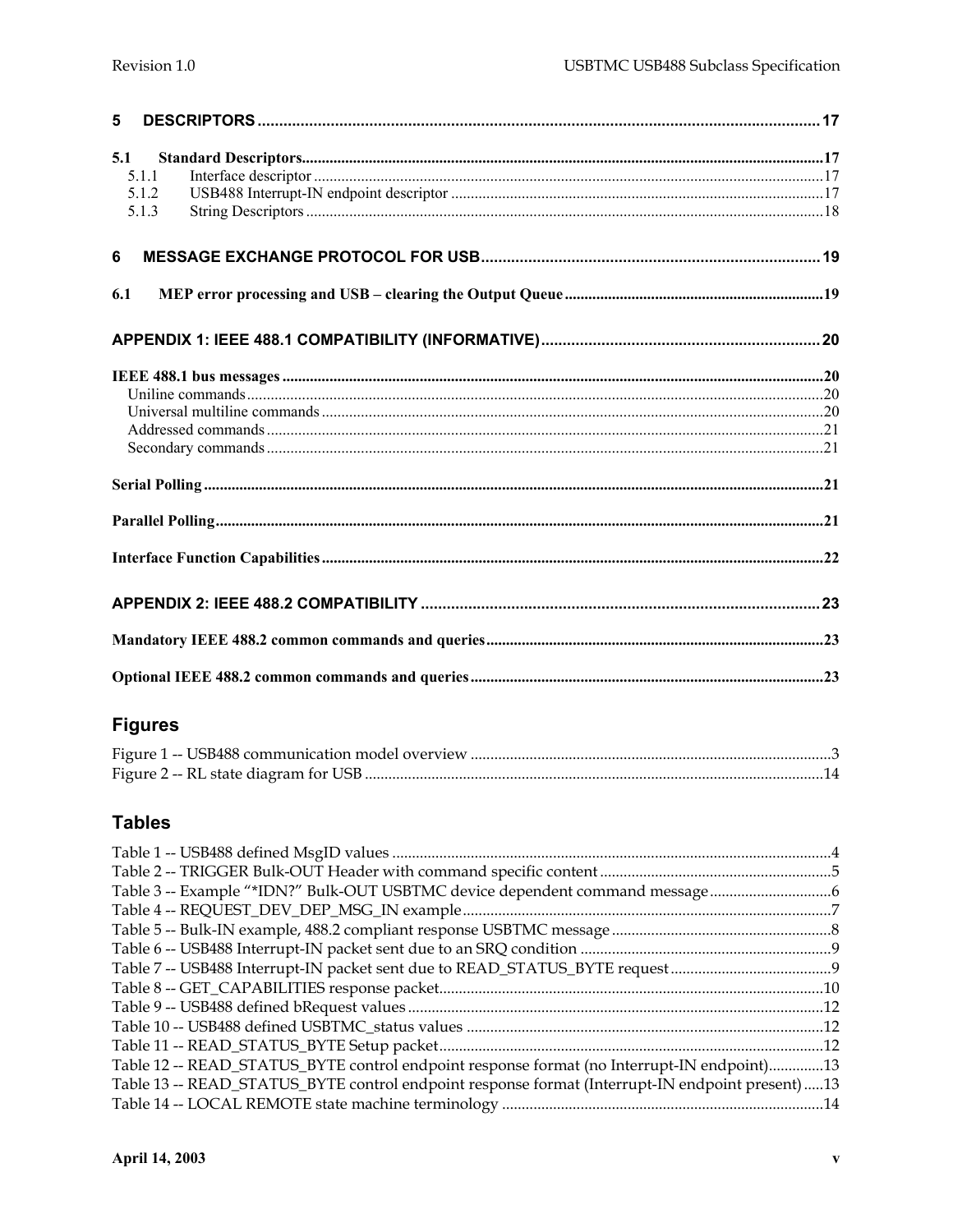5 DESCRIPTORS ..... 17

5.1 Standard Descriptors ..... 17
- 5.1.1 Interface descriptor ..... 17
- 5.1.2 USB488 Interrupt-IN endpoint descriptor ..... 17
- 5.1.3 String Descriptors ..... 18

6 MESSAGE EXCHANGE PROTOCOL FOR USB ..... 19

6.1 MEP error processing and USB – clearing the Output Queue ..... 19

APPENDIX 1: IEEE 488.1 COMPATIBILITY (INFORMATIVE) ..... 20

IEEE 488.1 bus messages ..... 20
- Uniline commands ..... 20
- Universal multiline commands ..... 20
- Addressed commands ..... 21
- Secondary commands ..... 21

Serial Polling ..... 21

Parallel Polling ..... 21

Interface Function Capabilities ..... 22

APPENDIX 2: IEEE 488.2 COMPATIBILITY ..... 23

Mandatory IEEE 488.2 common commands and queries ..... 23

Optional IEEE 488.2 common commands and queries ..... 23

## Figures

Figure 1 -- USB488 communication model overview ..... 3
Figure 2 -- RL state diagram for USB ..... 14

## Tables

Table 1 -- USB488 defined MsgID values ..... 4
Table 2 -- TRIGGER Bulk-OUT Header with command specific content ..... 5
Table 3 -- Example "*IDN?" Bulk-OUT USBTMC device dependent command message ..... 6
Table 4 -- REQUEST_DEV_DEP_MSG_IN example ..... 7
Table 5 -- Bulk-IN example, 488.2 compliant response USBTMC message ..... 8
Table 6 -- USB488 Interrupt-IN packet sent due to an SRQ condition ..... 9
Table 7 -- USB488 Interrupt-IN packet sent due to READ_STATUS_BYTE request ..... 9
Table 8 -- GET_CAPABILITIES response packet ..... 10
Table 9 -- USB488 defined bRequest values ..... 12
Table 10 -- USB488 defined USBTMC_status values ..... 12
Table 11 -- READ_STATUS_BYTE Setup packet ..... 12
Table 12 -- READ_STATUS_BYTE control endpoint response format (no Interrupt-IN endpoint) ..... 13
Table 13 -- READ_STATUS_BYTE control endpoint response format (Interrupt-IN endpoint present) ..... 13
Table 14 -- LOCAL REMOTE state machine terminology ..... 14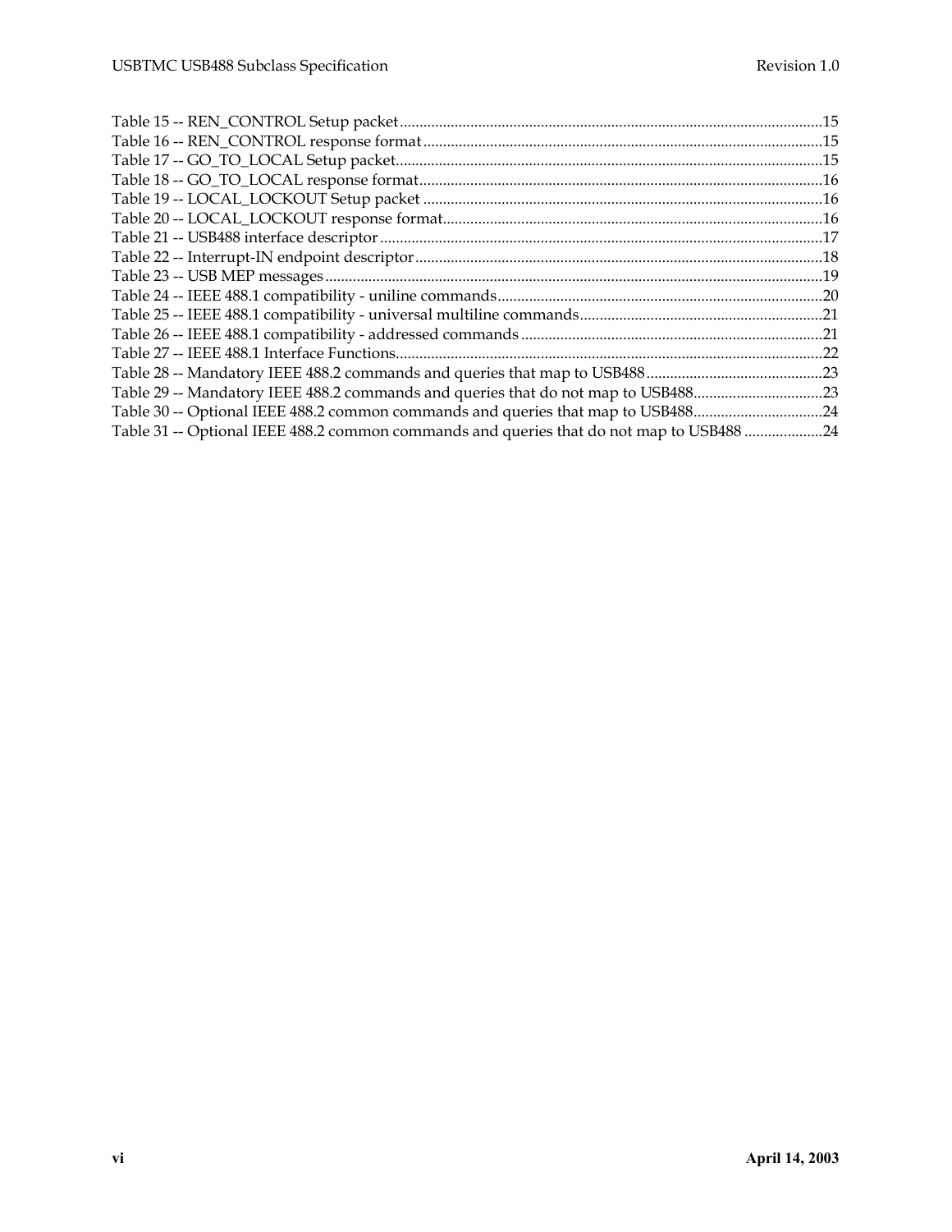Table 15 -- REN_CONTROL Setup packet ............................................................................................................15
Table 16 -- REN_CONTROL response format ....................................................................................................15
Table 17 -- GO_TO_LOCAL Setup packet ..........................................................................................................15
Table 18 -- GO_TO_LOCAL response format ....................................................................................................16
Table 19 -- LOCAL_LOCKOUT Setup packet ....................................................................................................16
Table 20 -- LOCAL_LOCKOUT response format ..............................................................................................16
Table 21 -- USB488 interface descriptor ..............................................................................................................17
Table 22 -- Interrupt-IN endpoint descriptor ......................................................................................................18
Table 23 -- USB MEP messages ............................................................................................................................19
Table 24 -- IEEE 488.1 compatibility - uniline commands .................................................................................20
Table 25 -- IEEE 488.1 compatibility - universal multiline commands ............................................................21
Table 26 -- IEEE 488.1 compatibility - addressed commands ...........................................................................21
Table 27 -- IEEE 488.1 Interface Functions ..........................................................................................................22
Table 28 -- Mandatory IEEE 488.2 commands and queries that map to USB488 ............................................23
Table 29 -- Mandatory IEEE 488.2 commands and queries that do not map to USB488 .................................23
Table 30 -- Optional IEEE 488.2 common commands and queries that map to USB488 .................................24
Table 31 -- Optional IEEE 488.2 common commands and queries that do not map to USB488 ....................24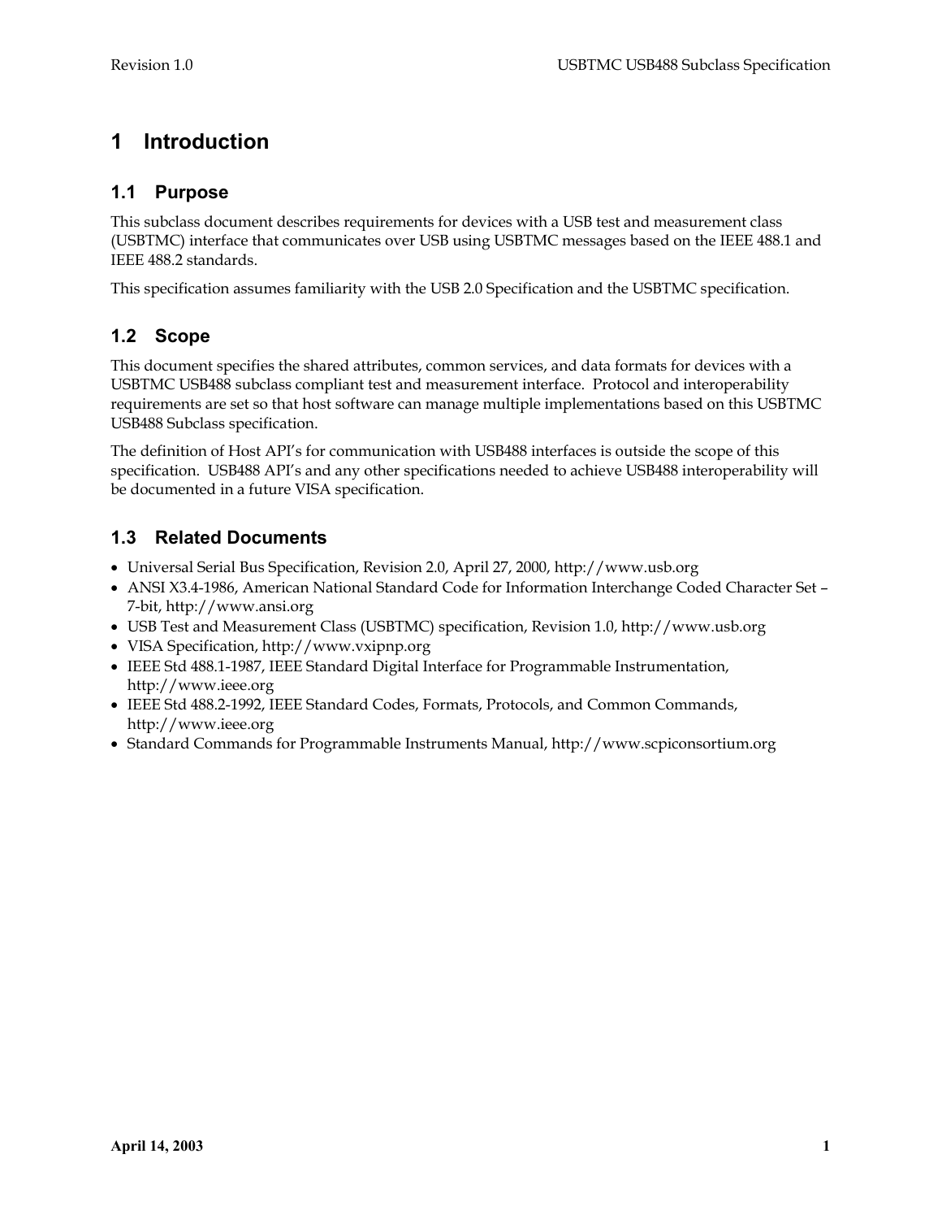# 1 Introduction

## 1.1 Purpose

This subclass document describes requirements for devices with a USB test and measurement class (USBTMC) interface that communicates over USB using USBTMC messages based on the IEEE 488.1 and IEEE 488.2 standards.

This specification assumes familiarity with the USB 2.0 Specification and the USBTMC specification.

## 1.2 Scope

This document specifies the shared attributes, common services, and data formats for devices with a USBTMC USB488 subclass compliant test and measurement interface. Protocol and interoperability requirements are set so that host software can manage multiple implementations based on this USBTMC USB488 Subclass specification.

The definition of Host API's for communication with USB488 interfaces is outside the scope of this specification. USB488 API's and any other specifications needed to achieve USB488 interoperability will be documented in a future VISA specification.

## 1.3 Related Documents

- Universal Serial Bus Specification, Revision 2.0, April 27, 2000, http://www.usb.org
- ANSI X3.4-1986, American National Standard Code for Information Interchange Coded Character Set – 7-bit, http://www.ansi.org
- USB Test and Measurement Class (USBTMC) specification, Revision 1.0, http://www.usb.org
- VISA Specification, http://www.vxipnp.org
- IEEE Std 488.1-1987, IEEE Standard Digital Interface for Programmable Instrumentation, http://www.ieee.org
- IEEE Std 488.2-1992, IEEE Standard Codes, Formats, Protocols, and Common Commands, http://www.ieee.org
- Standard Commands for Programmable Instruments Manual, http://www.scpiconsortium.org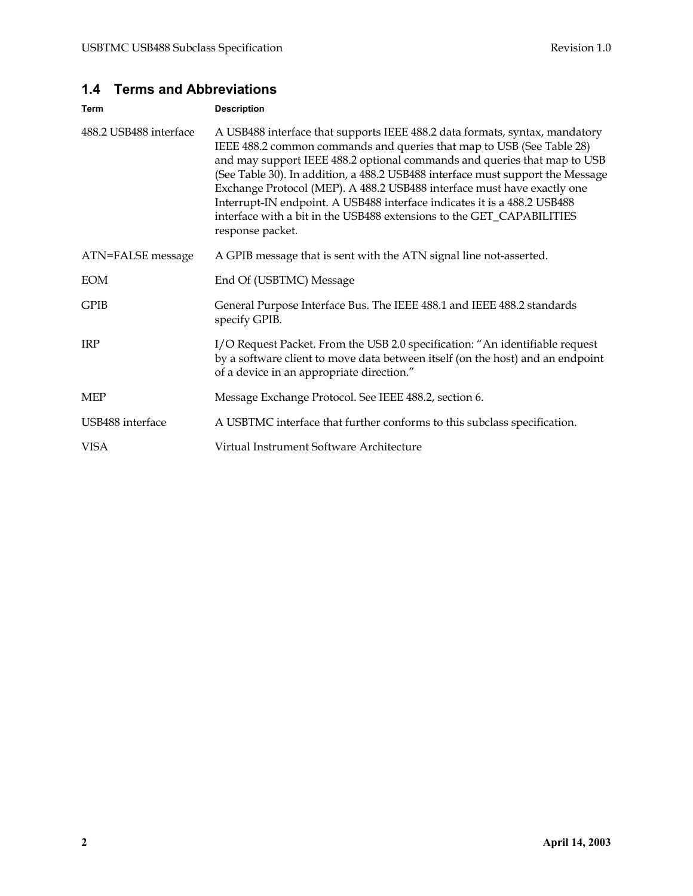## 1.4 Terms and Abbreviations

| Term | Description |
|---|---|
| 488.2 USB488 interface | A USB488 interface that supports IEEE 488.2 data formats, syntax, mandatory IEEE 488.2 common commands and queries that map to USB (See Table 28) and may support IEEE 488.2 optional commands and queries that map to USB (See Table 30). In addition, a 488.2 USB488 interface must support the Message Exchange Protocol (MEP). A 488.2 USB488 interface must have exactly one Interrupt-IN endpoint. A USB488 interface indicates it is a 488.2 USB488 interface with a bit in the USB488 extensions to the GET_CAPABILITIES response packet. |
| ATN=FALSE message | A GPIB message that is sent with the ATN signal line not-asserted. |
| EOM | End Of (USBTMC) Message |
| GPIB | General Purpose Interface Bus. The IEEE 488.1 and IEEE 488.2 standards specify GPIB. |
| IRP | I/O Request Packet. From the USB 2.0 specification: "An identifiable request by a software client to move data between itself (on the host) and an endpoint of a device in an appropriate direction." |
| MEP | Message Exchange Protocol. See IEEE 488.2, section 6. |
| USB488 interface | A USBTMC interface that further conforms to this subclass specification. |
| VISA | Virtual Instrument Software Architecture |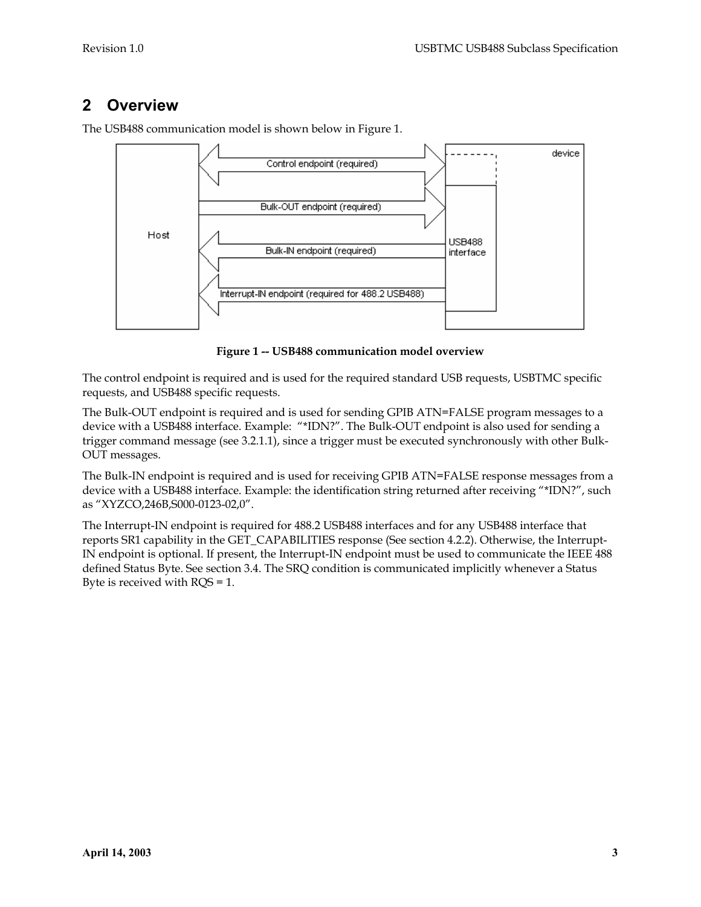# 2 Overview

The USB488 communication model is shown below in Figure 1.

**Figure 1 -- USB488 communication model overview**

The control endpoint is required and is used for the required standard USB requests, USBTMC specific requests, and USB488 specific requests.

The Bulk-OUT endpoint is required and is used for sending GPIB ATN=FALSE program messages to a device with a USB488 interface. Example: "*IDN?". The Bulk-OUT endpoint is also used for sending a trigger command message (see 3.2.1.1), since a trigger must be executed synchronously with other Bulk-OUT messages.

The Bulk-IN endpoint is required and is used for receiving GPIB ATN=FALSE response messages from a device with a USB488 interface. Example: the identification string returned after receiving "*IDN?", such as "XYZCO,246B,S000-0123-02,0".

The Interrupt-IN endpoint is required for 488.2 USB488 interfaces and for any USB488 interface that reports SR1 capability in the GET_CAPABILITIES response (See section 4.2.2). Otherwise, the Interrupt-IN endpoint is optional. If present, the Interrupt-IN endpoint must be used to communicate the IEEE 488 defined Status Byte. See section 3.4. The SRQ condition is communicated implicitly whenever a Status Byte is received with RQS = 1.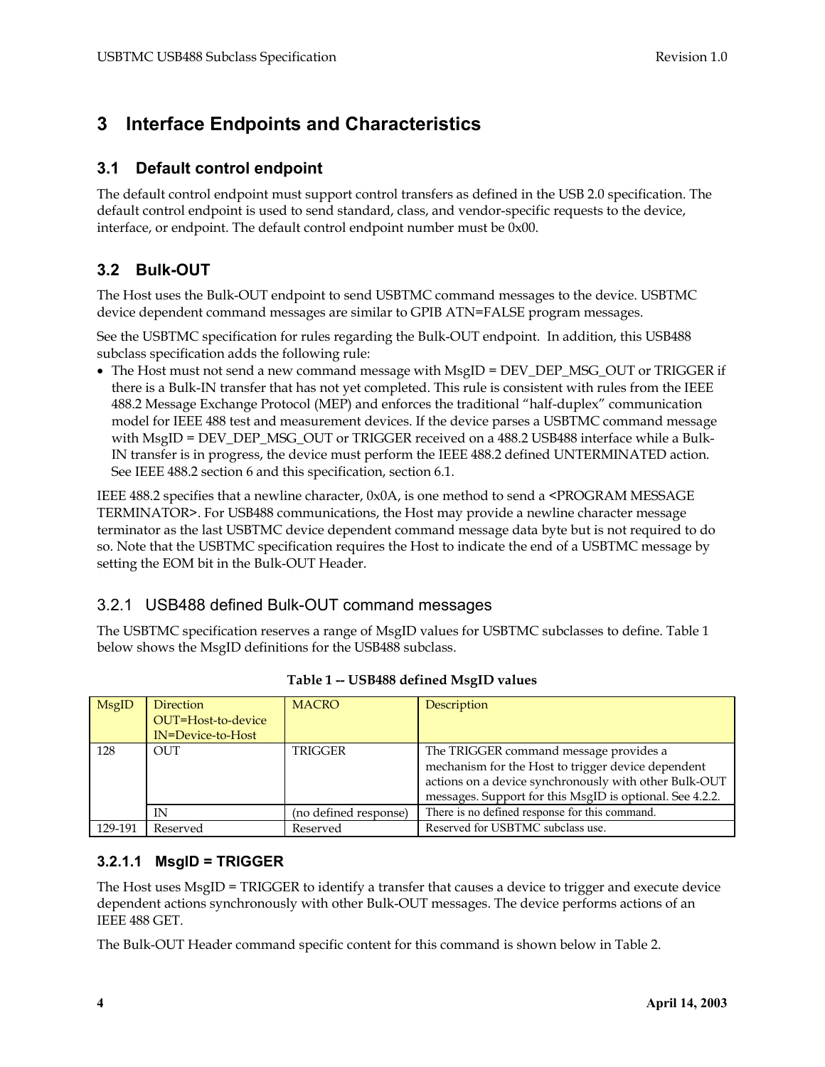# 3 Interface Endpoints and Characteristics

## 3.1 Default control endpoint

The default control endpoint must support control transfers as defined in the USB 2.0 specification. The default control endpoint is used to send standard, class, and vendor-specific requests to the device, interface, or endpoint. The default control endpoint number must be 0x00.

## 3.2 Bulk-OUT

The Host uses the Bulk-OUT endpoint to send USBTMC command messages to the device. USBTMC device dependent command messages are similar to GPIB ATN=FALSE program messages.

See the USBTMC specification for rules regarding the Bulk-OUT endpoint. In addition, this USB488 subclass specification adds the following rule:

- The Host must not send a new command message with MsgID = DEV_DEP_MSG_OUT or TRIGGER if there is a Bulk-IN transfer that has not yet completed. This rule is consistent with rules from the IEEE 488.2 Message Exchange Protocol (MEP) and enforces the traditional "half-duplex" communication model for IEEE 488 test and measurement devices. If the device parses a USBTMC command message with MsgID = DEV_DEP_MSG_OUT or TRIGGER received on a 488.2 USB488 interface while a Bulk-IN transfer is in progress, the device must perform the IEEE 488.2 defined UNTERMINATED action. See IEEE 488.2 section 6 and this specification, section 6.1.

IEEE 488.2 specifies that a newline character, 0x0A, is one method to send a <PROGRAM MESSAGE TERMINATOR>. For USB488 communications, the Host may provide a newline character message terminator as the last USBTMC device dependent command message data byte but is not required to do so. Note that the USBTMC specification requires the Host to indicate the end of a USBTMC message by setting the EOM bit in the Bulk-OUT Header.

### 3.2.1 USB488 defined Bulk-OUT command messages

The USBTMC specification reserves a range of MsgID values for USBTMC subclasses to define. Table 1 below shows the MsgID definitions for the USB488 subclass.

**Table 1 -- USB488 defined MsgID values**

| MsgID | Direction OUT=Host-to-device IN=Device-to-Host | MACRO | Description |
|---|---|---|---|
| 128 | OUT | TRIGGER | The TRIGGER command message provides a mechanism for the Host to trigger device dependent actions on a device synchronously with other Bulk-OUT messages. Support for this MsgID is optional. See 4.2.2. |
| | IN | (no defined response) | There is no defined response for this command. |
| 129-191 | Reserved | Reserved | Reserved for USBTMC subclass use. |

#### 3.2.1.1 MsgID = TRIGGER

The Host uses MsgID = TRIGGER to identify a transfer that causes a device to trigger and execute device dependent actions synchronously with other Bulk-OUT messages. The device performs actions of an IEEE 488 GET.

The Bulk-OUT Header command specific content for this command is shown below in Table 2.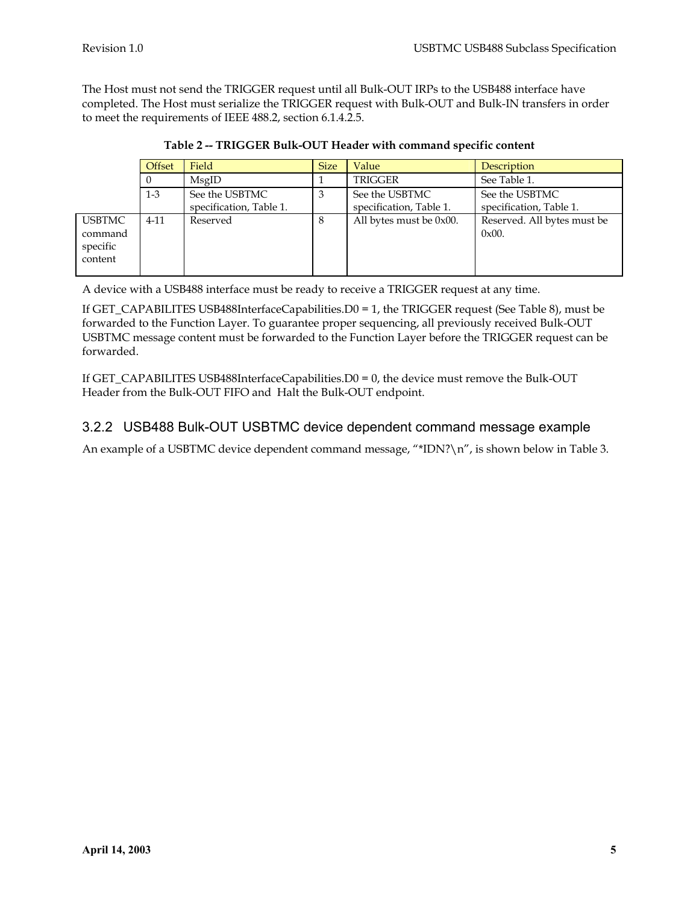The Host must not send the TRIGGER request until all Bulk-OUT IRPs to the USB488 interface have completed. The Host must serialize the TRIGGER request with Bulk-OUT and Bulk-IN transfers in order to meet the requirements of IEEE 488.2, section 6.1.4.2.5.

**Table 2 -- TRIGGER Bulk-OUT Header with command specific content**

| | Offset | Field | Size | Value | Description |
|---|---|---|---|---|---|
| | 0 | MsgID | 1 | TRIGGER | See Table 1. |
| | 1-3 | See the USBTMC specification, Table 1. | 3 | See the USBTMC specification, Table 1. | See the USBTMC specification, Table 1. |
| USBTMC command specific content | 4-11 | Reserved | 8 | All bytes must be 0x00. | Reserved. All bytes must be 0x00. |

A device with a USB488 interface must be ready to receive a TRIGGER request at any time.

If GET_CAPABILITES USB488InterfaceCapabilities.D0 = 1, the TRIGGER request (See Table 8), must be forwarded to the Function Layer. To guarantee proper sequencing, all previously received Bulk-OUT USBTMC message content must be forwarded to the Function Layer before the TRIGGER request can be forwarded.

If GET_CAPABILITES USB488InterfaceCapabilities.D0 = 0, the device must remove the Bulk-OUT Header from the Bulk-OUT FIFO and Halt the Bulk-OUT endpoint.

### 3.2.2 USB488 Bulk-OUT USBTMC device dependent command message example

An example of a USBTMC device dependent command message, "*IDN?\n", is shown below in Table 3.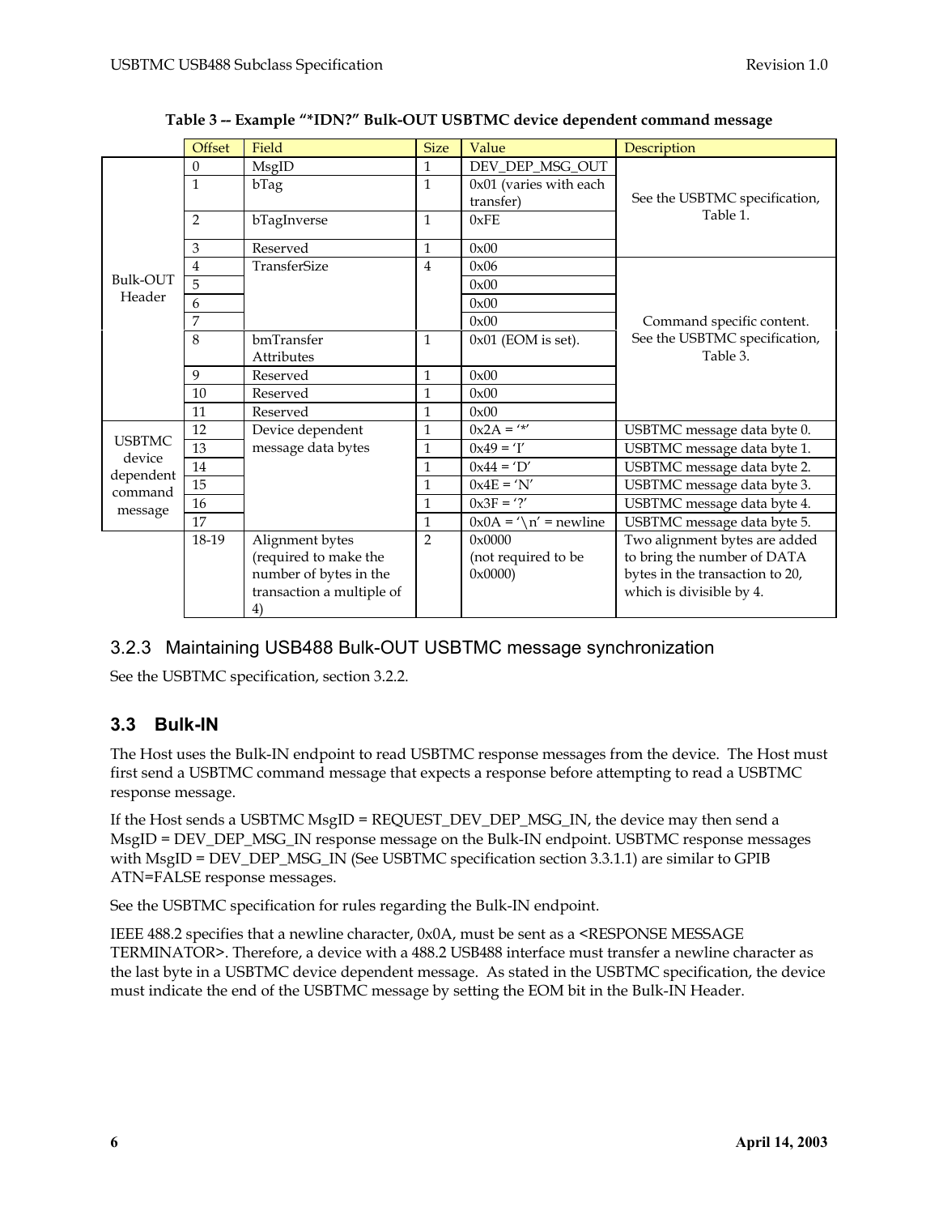**Table 3 -- Example "*IDN?" Bulk-OUT USBTMC device dependent command message**

| | Offset | Field | Size | Value | Description |
|---|---|---|---|---|---|
| Bulk-OUT Header | 0 | MsgID | 1 | DEV_DEP_MSG_OUT | See the USBTMC specification, Table 1. |
| | 1 | bTag | 1 | 0x01 (varies with each transfer) | |
| | 2 | bTagInverse | 1 | 0xFE | |
| | 3 | Reserved | 1 | 0x00 | |
| | 4 | TransferSize | 4 | 0x06 | Command specific content. See the USBTMC specification, Table 3. |
| | 5 | | | 0x00 | |
| | 6 | | | 0x00 | |
| | 7 | | | 0x00 | |
| | 8 | bmTransfer Attributes | 1 | 0x01 (EOM is set). | |
| | 9 | Reserved | 1 | 0x00 | |
| | 10 | Reserved | 1 | 0x00 | |
| | 11 | Reserved | 1 | 0x00 | |
| USBTMC device dependent command message | 12 | Device dependent message data bytes | 1 | 0x2A = '*' | USBTMC message data byte 0. |
| | 13 | | 1 | 0x49 = 'I' | USBTMC message data byte 1. |
| | 14 | | 1 | 0x44 = 'D' | USBTMC message data byte 2. |
| | 15 | | 1 | 0x4E = 'N' | USBTMC message data byte 3. |
| | 16 | | 1 | 0x3F = '?' | USBTMC message data byte 4. |
| | 17 | | 1 | 0x0A = '\n' = newline | USBTMC message data byte 5. |
| | 18-19 | Alignment bytes (required to make the number of bytes in the transaction a multiple of 4) | 2 | 0x0000 (not required to be 0x0000) | Two alignment bytes are added to bring the number of DATA bytes in the transaction to 20, which is divisible by 4. |

### 3.2.3 Maintaining USB488 Bulk-OUT USBTMC message synchronization

See the USBTMC specification, section 3.2.2.

## 3.3 Bulk-IN

The Host uses the Bulk-IN endpoint to read USBTMC response messages from the device. The Host must first send a USBTMC command message that expects a response before attempting to read a USBTMC response message.

If the Host sends a USBTMC MsgID = REQUEST_DEV_DEP_MSG_IN, the device may then send a MsgID = DEV_DEP_MSG_IN response message on the Bulk-IN endpoint. USBTMC response messages with MsgID = DEV_DEP_MSG_IN (See USBTMC specification section 3.3.1.1) are similar to GPIB ATN=FALSE response messages.

See the USBTMC specification for rules regarding the Bulk-IN endpoint.

IEEE 488.2 specifies that a newline character, 0x0A, must be sent as a <RESPONSE MESSAGE TERMINATOR>. Therefore, a device with a 488.2 USB488 interface must transfer a newline character as the last byte in a USBTMC device dependent message. As stated in the USBTMC specification, the device must indicate the end of the USBTMC message by setting the EOM bit in the Bulk-IN Header.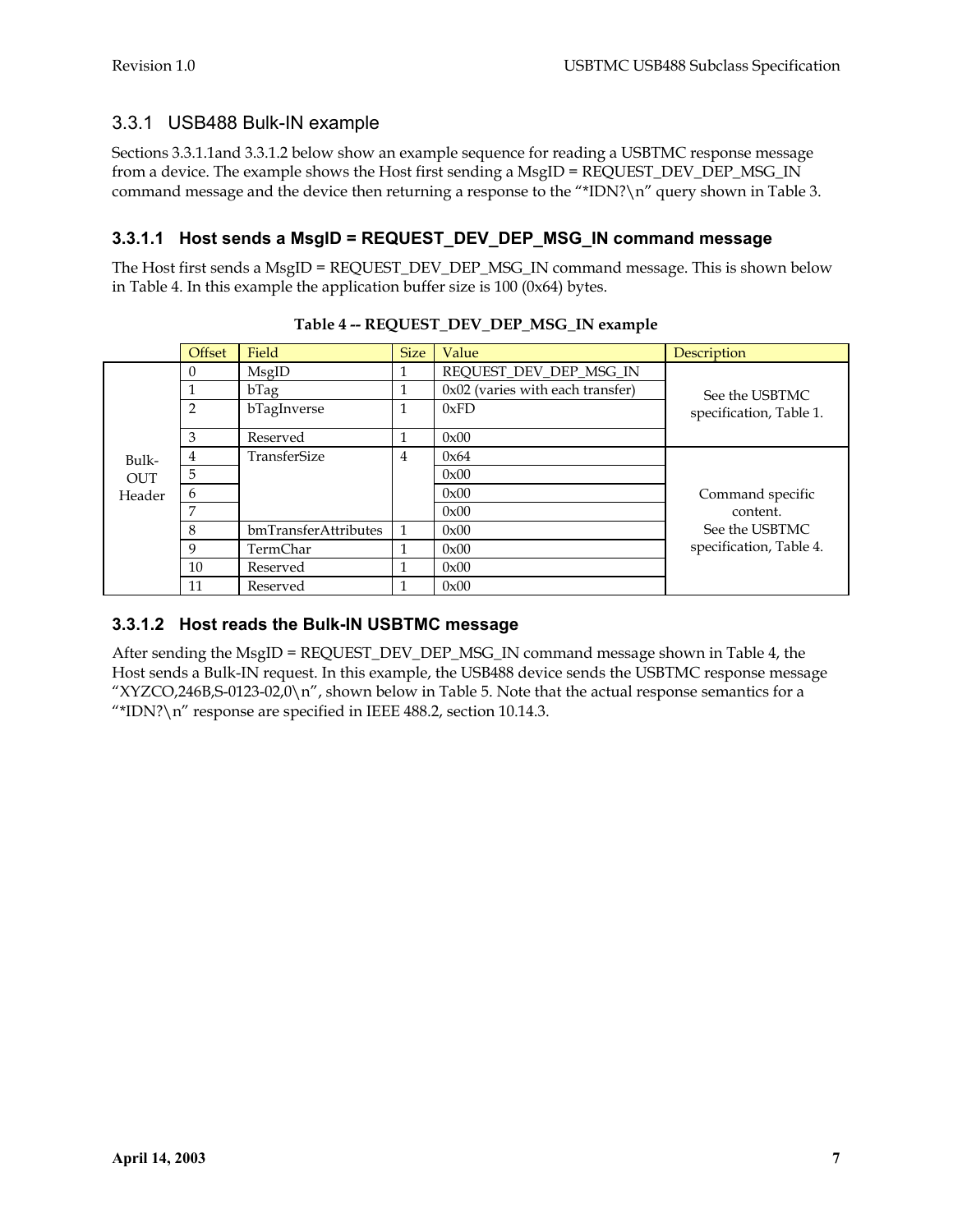### 3.3.1 USB488 Bulk-IN example

Sections 3.3.1.1and 3.3.1.2 below show an example sequence for reading a USBTMC response message from a device. The example shows the Host first sending a MsgID = REQUEST_DEV_DEP_MSG_IN command message and the device then returning a response to the "*IDN?\n" query shown in Table 3.

#### 3.3.1.1 Host sends a MsgID = REQUEST_DEV_DEP_MSG_IN command message

The Host first sends a MsgID = REQUEST_DEV_DEP_MSG_IN command message. This is shown below in Table 4. In this example the application buffer size is 100 (0x64) bytes.

**Table 4 -- REQUEST_DEV_DEP_MSG_IN example**

| | Offset | Field | Size | Value | Description |
|---|---|---|---|---|---|
| Bulk-OUT Header | 0 | MsgID | 1 | REQUEST_DEV_DEP_MSG_IN | See the USBTMC specification, Table 1. |
| | 1 | bTag | 1 | 0x02 (varies with each transfer) | |
| | 2 | bTagInverse | 1 | 0xFD | |
| | 3 | Reserved | 1 | 0x00 | |
| | 4 | TransferSize | 4 | 0x64 | Command specific content. See the USBTMC specification, Table 4. |
| | 5 | | | 0x00 | |
| | 6 | | | 0x00 | |
| | 7 | | | 0x00 | |
| | 8 | bmTransferAttributes | 1 | 0x00 | |
| | 9 | TermChar | 1 | 0x00 | |
| | 10 | Reserved | 1 | 0x00 | |
| | 11 | Reserved | 1 | 0x00 | |

#### 3.3.1.2 Host reads the Bulk-IN USBTMC message

After sending the MsgID = REQUEST_DEV_DEP_MSG_IN command message shown in Table 4, the Host sends a Bulk-IN request. In this example, the USB488 device sends the USBTMC response message "XYZCO,246B,S-0123-02,0\n", shown below in Table 5. Note that the actual response semantics for a "*IDN?\n" response are specified in IEEE 488.2, section 10.14.3.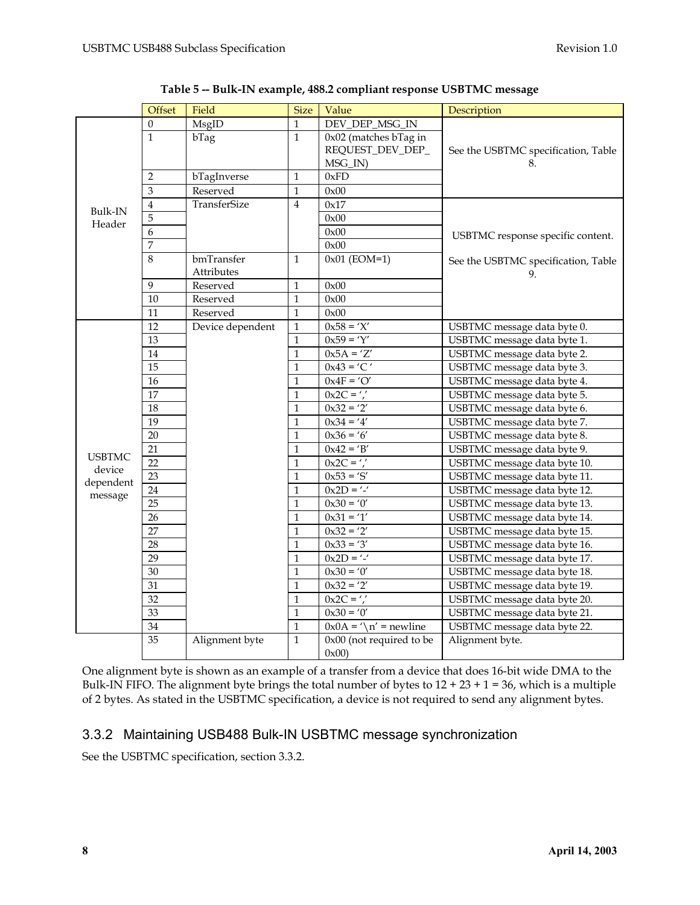**Table 5 -- Bulk-IN example, 488.2 compliant response USBTMC message**

| | Offset | Field | Size | Value | Description |
|---|---|---|---|---|---|
| Bulk-IN Header | 0 | MsgID | 1 | DEV_DEP_MSG_IN | See the USBTMC specification, Table 8. |
| | 1 | bTag | 1 | 0x02 (matches bTag in REQUEST_DEV_DEP_MSG_IN) | |
| | 2 | bTagInverse | 1 | 0xFD | |
| | 3 | Reserved | 1 | 0x00 | |
| | 4 | TransferSize | 4 | 0x17 | USBTMC response specific content. See the USBTMC specification, Table 9. |
| | 5 | | | 0x00 | |
| | 6 | | | 0x00 | |
| | 7 | | | 0x00 | |
| | 8 | bmTransfer Attributes | 1 | 0x01 (EOM=1) | |
| | 9 | Reserved | 1 | 0x00 | |
| | 10 | Reserved | 1 | 0x00 | |
| | 11 | Reserved | 1 | 0x00 | |
| USBTMC device dependent message | 12 | Device dependent | 1 | 0x58 = 'X' | USBTMC message data byte 0. |
| | 13 | | 1 | 0x59 = 'Y' | USBTMC message data byte 1. |
| | 14 | | 1 | 0x5A = 'Z' | USBTMC message data byte 2. |
| | 15 | | 1 | 0x43 = 'C ' | USBTMC message data byte 3. |
| | 16 | | 1 | 0x4F = 'O' | USBTMC message data byte 4. |
| | 17 | | 1 | 0x2C = ',' | USBTMC message data byte 5. |
| | 18 | | 1 | 0x32 = '2' | USBTMC message data byte 6. |
| | 19 | | 1 | 0x34 = '4' | USBTMC message data byte 7. |
| | 20 | | 1 | 0x36 = '6' | USBTMC message data byte 8. |
| | 21 | | 1 | 0x42 = 'B' | USBTMC message data byte 9. |
| | 22 | | 1 | 0x2C = ',' | USBTMC message data byte 10. |
| | 23 | | 1 | 0x53 = 'S' | USBTMC message data byte 11. |
| | 24 | | 1 | 0x2D = '-' | USBTMC message data byte 12. |
| | 25 | | 1 | 0x30 = '0' | USBTMC message data byte 13. |
| | 26 | | 1 | 0x31 = '1' | USBTMC message data byte 14. |
| | 27 | | 1 | 0x32 = '2' | USBTMC message data byte 15. |
| | 28 | | 1 | 0x33 = '3' | USBTMC message data byte 16. |
| | 29 | | 1 | 0x2D = '-' | USBTMC message data byte 17. |
| | 30 | | 1 | 0x30 = '0' | USBTMC message data byte 18. |
| | 31 | | 1 | 0x32 = '2' | USBTMC message data byte 19. |
| | 32 | | 1 | 0x2C = ',' | USBTMC message data byte 20. |
| | 33 | | 1 | 0x30 = '0' | USBTMC message data byte 21. |
| | 34 | | 1 | 0x0A = '\n' = newline | USBTMC message data byte 22. |
| | 35 | Alignment byte | 1 | 0x00 (not required to be 0x00) | Alignment byte. |

One alignment byte is shown as an example of a transfer from a device that does 16-bit wide DMA to the Bulk-IN FIFO. The alignment byte brings the total number of bytes to 12 + 23 + 1 = 36, which is a multiple of 2 bytes. As stated in the USBTMC specification, a device is not required to send any alignment bytes.

### 3.3.2 Maintaining USB488 Bulk-IN USBTMC message synchronization

See the USBTMC specification, section 3.3.2.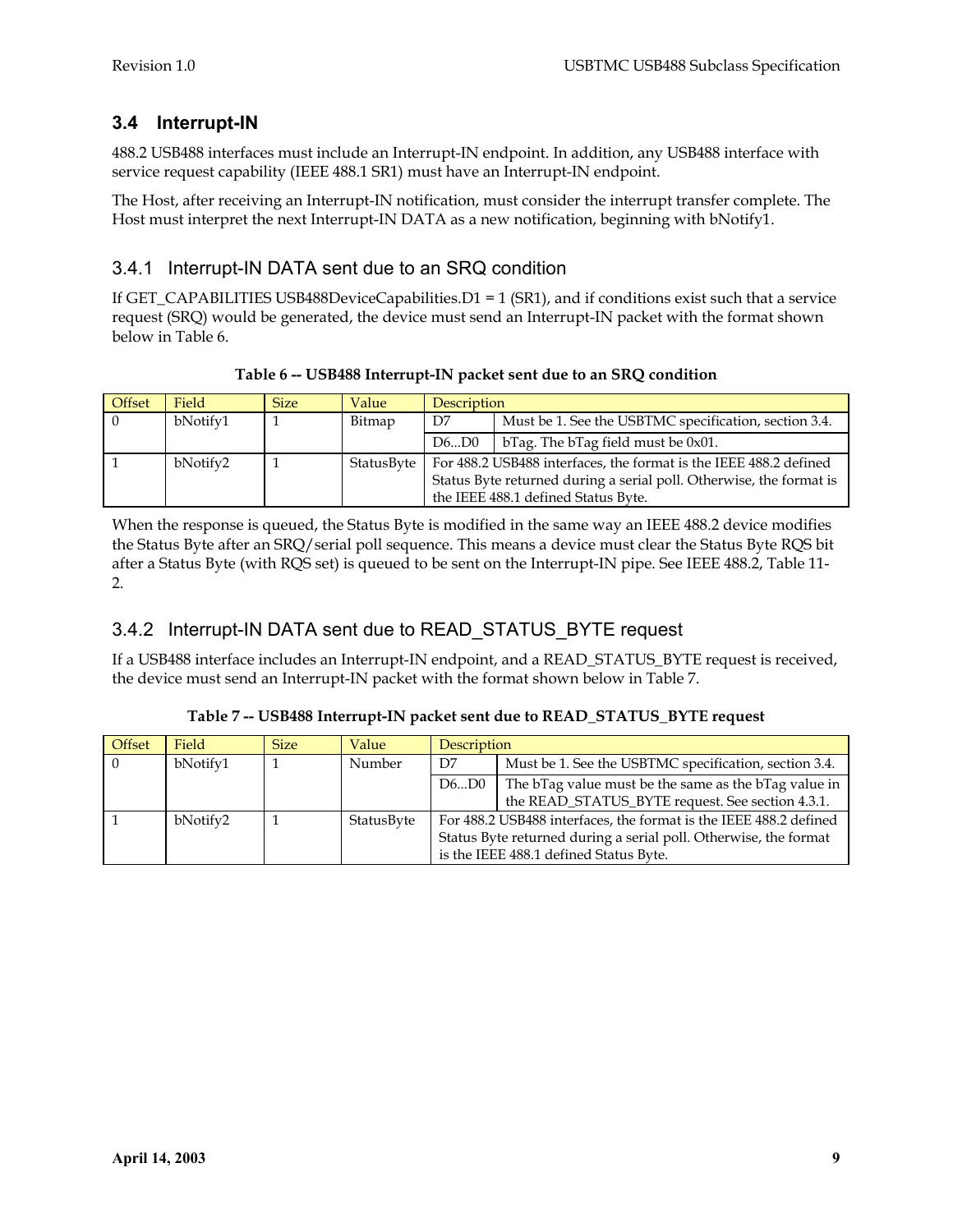## 3.4 Interrupt-IN

488.2 USB488 interfaces must include an Interrupt-IN endpoint. In addition, any USB488 interface with service request capability (IEEE 488.1 SR1) must have an Interrupt-IN endpoint.

The Host, after receiving an Interrupt-IN notification, must consider the interrupt transfer complete. The Host must interpret the next Interrupt-IN DATA as a new notification, beginning with bNotify1.

### 3.4.1 Interrupt-IN DATA sent due to an SRQ condition

If GET_CAPABILITIES USB488DeviceCapabilities.D1 = 1 (SR1), and if conditions exist such that a service request (SRQ) would be generated, the device must send an Interrupt-IN packet with the format shown below in Table 6.

**Table 6 -- USB488 Interrupt-IN packet sent due to an SRQ condition**

| Offset | Field | Size | Value | Description | |
|---|---|---|---|---|---|
| 0 | bNotify1 | 1 | Bitmap | D7 | Must be 1. See the USBTMC specification, section 3.4. |
| | | | | D6...D0 | bTag. The bTag field must be 0x01. |
| 1 | bNotify2 | 1 | StatusByte | For 488.2 USB488 interfaces, the format is the IEEE 488.2 defined Status Byte returned during a serial poll. Otherwise, the format is the IEEE 488.1 defined Status Byte. | |

When the response is queued, the Status Byte is modified in the same way an IEEE 488.2 device modifies the Status Byte after an SRQ/serial poll sequence. This means a device must clear the Status Byte RQS bit after a Status Byte (with RQS set) is queued to be sent on the Interrupt-IN pipe. See IEEE 488.2, Table 11-2.

### 3.4.2 Interrupt-IN DATA sent due to READ_STATUS_BYTE request

If a USB488 interface includes an Interrupt-IN endpoint, and a READ_STATUS_BYTE request is received, the device must send an Interrupt-IN packet with the format shown below in Table 7.

**Table 7 -- USB488 Interrupt-IN packet sent due to READ_STATUS_BYTE request**

| Offset | Field | Size | Value | Description | |
|---|---|---|---|---|---|
| 0 | bNotify1 | 1 | Number | D7 | Must be 1. See the USBTMC specification, section 3.4. |
| | | | | D6...D0 | The bTag value must be the same as the bTag value in the READ_STATUS_BYTE request. See section 4.3.1. |
| 1 | bNotify2 | 1 | StatusByte | For 488.2 USB488 interfaces, the format is the IEEE 488.2 defined Status Byte returned during a serial poll. Otherwise, the format is the IEEE 488.1 defined Status Byte. | |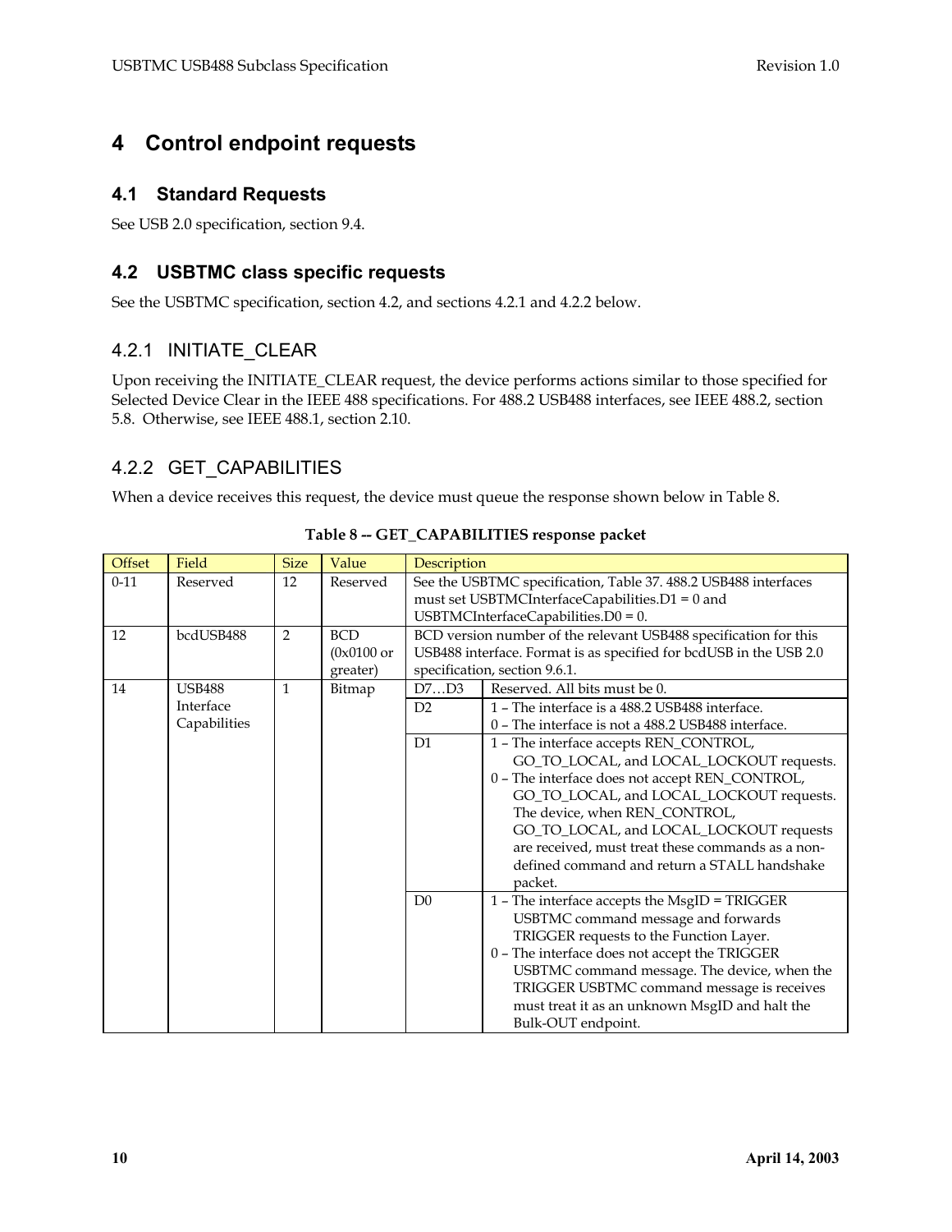# 4 Control endpoint requests

## 4.1 Standard Requests

See USB 2.0 specification, section 9.4.

## 4.2 USBTMC class specific requests

See the USBTMC specification, section 4.2, and sections 4.2.1 and 4.2.2 below.

### 4.2.1 INITIATE_CLEAR

Upon receiving the INITIATE_CLEAR request, the device performs actions similar to those specified for Selected Device Clear in the IEEE 488 specifications. For 488.2 USB488 interfaces, see IEEE 488.2, section 5.8. Otherwise, see IEEE 488.1, section 2.10.

### 4.2.2 GET_CAPABILITIES

When a device receives this request, the device must queue the response shown below in Table 8.

**Table 8 -- GET_CAPABILITIES response packet**

| Offset | Field | Size | Value | Description | |
|---|---|---|---|---|---|
| 0-11 | Reserved | 12 | Reserved | See the USBTMC specification, Table 37. 488.2 USB488 interfaces must set USBTMCInterfaceCapabilities.D1 = 0 and USBTMCInterfaceCapabilities.D0 = 0. | |
| 12 | bcdUSB488 | 2 | BCD (0x0100 or greater) | BCD version number of the relevant USB488 specification for this USB488 interface. Format is as specified for bcdUSB in the USB 2.0 specification, section 9.6.1. | |
| 14 | USB488 Interface Capabilities | 1 | Bitmap | D7…D3 | Reserved. All bits must be 0. |
| | | | | D2 | 1 – The interface is a 488.2 USB488 interface.<br>0 – The interface is not a 488.2 USB488 interface. |
| | | | | D1 | 1 – The interface accepts REN_CONTROL, GO_TO_LOCAL, and LOCAL_LOCKOUT requests.<br>0 – The interface does not accept REN_CONTROL, GO_TO_LOCAL, and LOCAL_LOCKOUT requests. The device, when REN_CONTROL, GO_TO_LOCAL, and LOCAL_LOCKOUT requests are received, must treat these commands as a non-defined command and return a STALL handshake packet. |
| | | | | D0 | 1 – The interface accepts the MsgID = TRIGGER USBTMC command message and forwards TRIGGER requests to the Function Layer.<br>0 – The interface does not accept the TRIGGER USBTMC command message. The device, when the TRIGGER USBTMC command message is receives must treat it as an unknown MsgID and halt the Bulk-OUT endpoint. |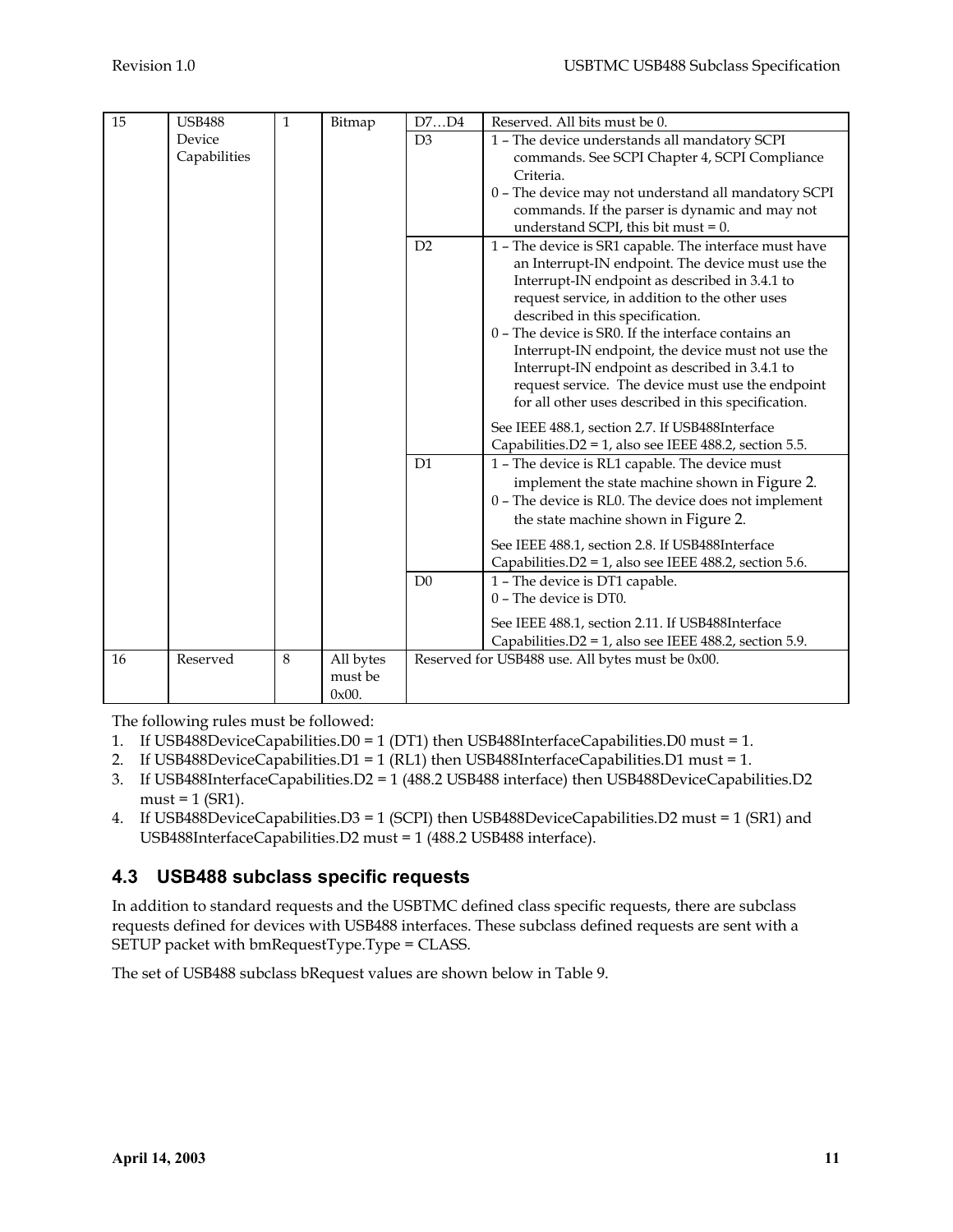| 15 | USB488 Device Capabilities | 1 | Bitmap | D7…D4 | Reserved. All bits must be 0. |
|---|---|---|---|---|---|
| | | | | D3 | 1 – The device understands all mandatory SCPI commands. See SCPI Chapter 4, SCPI Compliance Criteria.<br>0 – The device may not understand all mandatory SCPI commands. If the parser is dynamic and may not understand SCPI, this bit must = 0. |
| | | | | D2 | 1 – The device is SR1 capable. The interface must have an Interrupt-IN endpoint. The device must use the Interrupt-IN endpoint as described in 3.4.1 to request service, in addition to the other uses described in this specification.<br>0 – The device is SR0. If the interface contains an Interrupt-IN endpoint, the device must not use the Interrupt-IN endpoint as described in 3.4.1 to request service. The device must use the endpoint for all other uses described in this specification.<br><br>See IEEE 488.1, section 2.7. If USB488Interface Capabilities.D2 = 1, also see IEEE 488.2, section 5.5. |
| | | | | D1 | 1 – The device is RL1 capable. The device must implement the state machine shown in Figure 2.<br>0 – The device is RL0. The device does not implement the state machine shown in Figure 2.<br><br>See IEEE 488.1, section 2.8. If USB488Interface Capabilities.D2 = 1, also see IEEE 488.2, section 5.6. |
| | | | | D0 | 1 – The device is DT1 capable.<br>0 – The device is DT0.<br><br>See IEEE 488.1, section 2.11. If USB488Interface Capabilities.D2 = 1, also see IEEE 488.2, section 5.9. |
| 16 | Reserved | 8 | All bytes must be 0x00. | Reserved for USB488 use. All bytes must be 0x00. | |

The following rules must be followed:

1. If USB488DeviceCapabilities.D0 = 1 (DT1) then USB488InterfaceCapabilities.D0 must = 1.
2. If USB488DeviceCapabilities.D1 = 1 (RL1) then USB488InterfaceCapabilities.D1 must = 1.
3. If USB488InterfaceCapabilities.D2 = 1 (488.2 USB488 interface) then USB488DeviceCapabilities.D2 must = 1 (SR1).
4. If USB488DeviceCapabilities.D3 = 1 (SCPI) then USB488DeviceCapabilities.D2 must = 1 (SR1) and USB488InterfaceCapabilities.D2 must = 1 (488.2 USB488 interface).

## 4.3 USB488 subclass specific requests

In addition to standard requests and the USBTMC defined class specific requests, there are subclass requests defined for devices with USB488 interfaces. These subclass defined requests are sent with a SETUP packet with bmRequestType.Type = CLASS.

The set of USB488 subclass bRequest values are shown below in Table 9.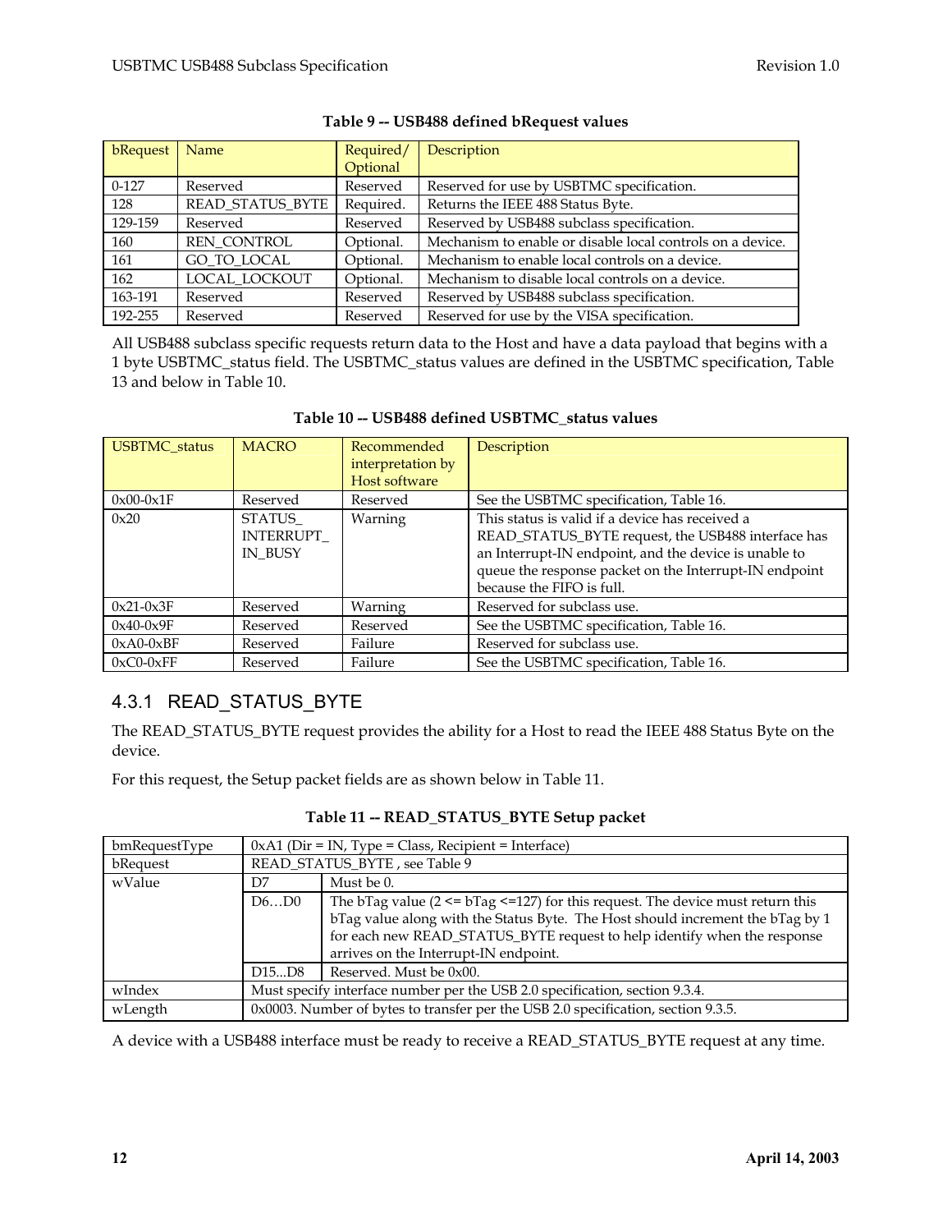**Table 9 -- USB488 defined bRequest values**

| bRequest | Name | Required/ Optional | Description |
|---|---|---|---|
| 0-127 | Reserved | Reserved | Reserved for use by USBTMC specification. |
| 128 | READ_STATUS_BYTE | Required. | Returns the IEEE 488 Status Byte. |
| 129-159 | Reserved | Reserved | Reserved by USB488 subclass specification. |
| 160 | REN_CONTROL | Optional. | Mechanism to enable or disable local controls on a device. |
| 161 | GO_TO_LOCAL | Optional. | Mechanism to enable local controls on a device. |
| 162 | LOCAL_LOCKOUT | Optional. | Mechanism to disable local controls on a device. |
| 163-191 | Reserved | Reserved | Reserved by USB488 subclass specification. |
| 192-255 | Reserved | Reserved | Reserved for use by the VISA specification. |

All USB488 subclass specific requests return data to the Host and have a data payload that begins with a 1 byte USBTMC_status field. The USBTMC_status values are defined in the USBTMC specification, Table 13 and below in Table 10.

**Table 10 -- USB488 defined USBTMC_status values**

| USBTMC_status | MACRO | Recommended interpretation by Host software | Description |
|---|---|---|---|
| 0x00-0x1F | Reserved | Reserved | See the USBTMC specification, Table 16. |
| 0x20 | STATUS_ INTERRUPT_ IN_BUSY | Warning | This status is valid if a device has received a READ_STATUS_BYTE request, the USB488 interface has an Interrupt-IN endpoint, and the device is unable to queue the response packet on the Interrupt-IN endpoint because the FIFO is full. |
| 0x21-0x3F | Reserved | Warning | Reserved for subclass use. |
| 0x40-0x9F | Reserved | Reserved | See the USBTMC specification, Table 16. |
| 0xA0-0xBF | Reserved | Failure | Reserved for subclass use. |
| 0xC0-0xFF | Reserved | Failure | See the USBTMC specification, Table 16. |

### 4.3.1 READ_STATUS_BYTE

The READ_STATUS_BYTE request provides the ability for a Host to read the IEEE 488 Status Byte on the device.

For this request, the Setup packet fields are as shown below in Table 11.

**Table 11 -- READ_STATUS_BYTE Setup packet**

| Field | | |
|---|---|---|
| bmRequestType | 0xA1 (Dir = IN, Type = Class, Recipient = Interface) | |
| bRequest | READ_STATUS_BYTE , see Table 9 | |
| wValue | D7 | Must be 0. |
| | D6…D0 | The bTag value (2 <= bTag <=127) for this request. The device must return this bTag value along with the Status Byte. The Host should increment the bTag by 1 for each new READ_STATUS_BYTE request to help identify when the response arrives on the Interrupt-IN endpoint. |
| | D15…D8 | Reserved. Must be 0x00. |
| wIndex | Must specify interface number per the USB 2.0 specification, section 9.3.4. | |
| wLength | 0x0003. Number of bytes to transfer per the USB 2.0 specification, section 9.3.5. | |

A device with a USB488 interface must be ready to receive a READ_STATUS_BYTE request at any time.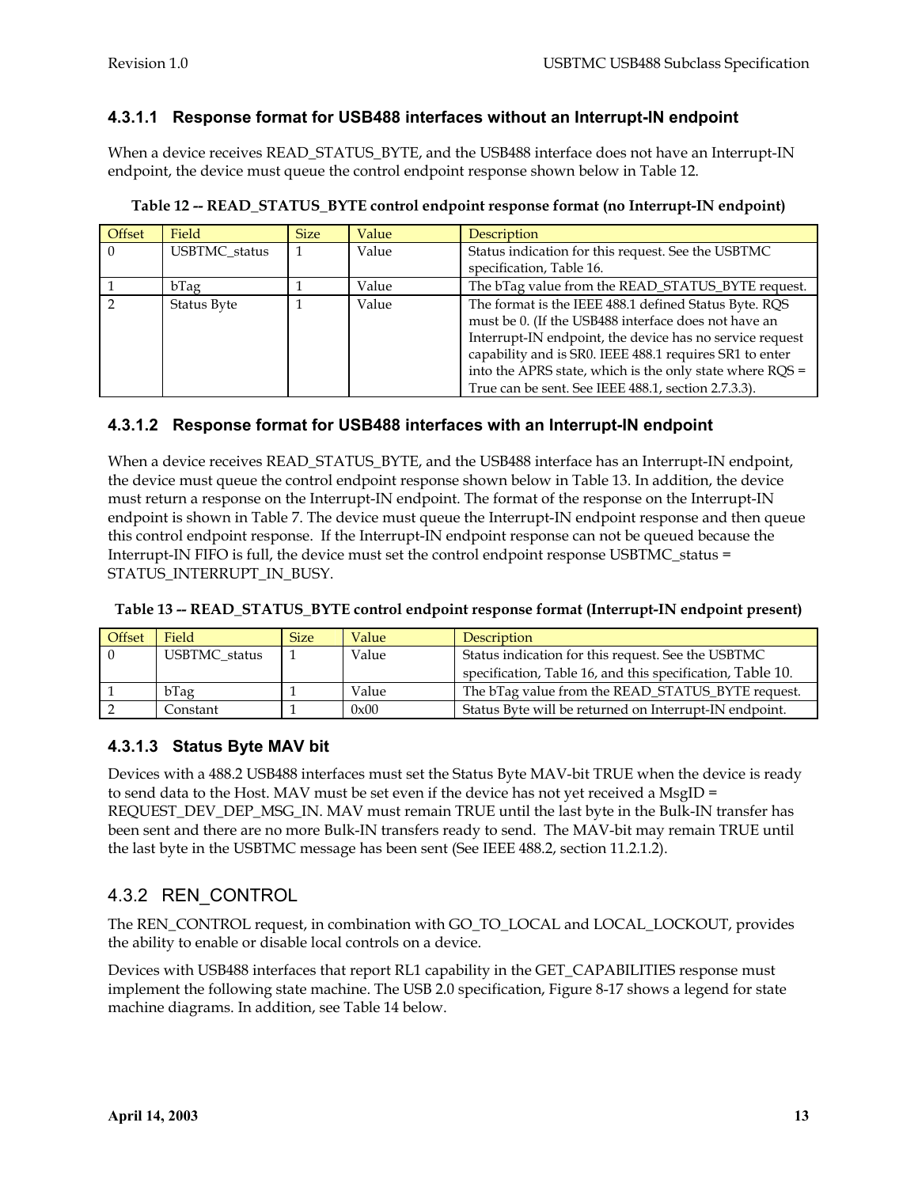#### 4.3.1.1 Response format for USB488 interfaces without an Interrupt-IN endpoint

When a device receives READ_STATUS_BYTE, and the USB488 interface does not have an Interrupt-IN endpoint, the device must queue the control endpoint response shown below in Table 12.

**Table 12 -- READ_STATUS_BYTE control endpoint response format (no Interrupt-IN endpoint)**

| Offset | Field | Size | Value | Description |
|---|---|---|---|---|
| 0 | USBTMC_status | 1 | Value | Status indication for this request. See the USBTMC specification, Table 16. |
| 1 | bTag | 1 | Value | The bTag value from the READ_STATUS_BYTE request. |
| 2 | Status Byte | 1 | Value | The format is the IEEE 488.1 defined Status Byte. RQS must be 0. (If the USB488 interface does not have an Interrupt-IN endpoint, the device has no service request capability and is SR0. IEEE 488.1 requires SR1 to enter into the APRS state, which is the only state where RQS = True can be sent. See IEEE 488.1, section 2.7.3.3). |

#### 4.3.1.2 Response format for USB488 interfaces with an Interrupt-IN endpoint

When a device receives READ_STATUS_BYTE, and the USB488 interface has an Interrupt-IN endpoint, the device must queue the control endpoint response shown below in Table 13. In addition, the device must return a response on the Interrupt-IN endpoint. The format of the response on the Interrupt-IN endpoint is shown in Table 7. The device must queue the Interrupt-IN endpoint response and then queue this control endpoint response. If the Interrupt-IN endpoint response can not be queued because the Interrupt-IN FIFO is full, the device must set the control endpoint response USBTMC_status = STATUS_INTERRUPT_IN_BUSY.

**Table 13 -- READ_STATUS_BYTE control endpoint response format (Interrupt-IN endpoint present)**

| Offset | Field | Size | Value | Description |
|---|---|---|---|---|
| 0 | USBTMC_status | 1 | Value | Status indication for this request. See the USBTMC specification, Table 16, and this specification, Table 10. |
| 1 | bTag | 1 | Value | The bTag value from the READ_STATUS_BYTE request. |
| 2 | Constant | 1 | 0x00 | Status Byte will be returned on Interrupt-IN endpoint. |

#### 4.3.1.3 Status Byte MAV bit

Devices with a 488.2 USB488 interfaces must set the Status Byte MAV-bit TRUE when the device is ready to send data to the Host. MAV must be set even if the device has not yet received a MsgID = REQUEST_DEV_DEP_MSG_IN. MAV must remain TRUE until the last byte in the Bulk-IN transfer has been sent and there are no more Bulk-IN transfers ready to send. The MAV-bit may remain TRUE until the last byte in the USBTMC message has been sent (See IEEE 488.2, section 11.2.1.2).

### 4.3.2 REN_CONTROL

The REN_CONTROL request, in combination with GO_TO_LOCAL and LOCAL_LOCKOUT, provides the ability to enable or disable local controls on a device.

Devices with USB488 interfaces that report RL1 capability in the GET_CAPABILITIES response must implement the following state machine. The USB 2.0 specification, Figure 8-17 shows a legend for state machine diagrams. In addition, see Table 14 below.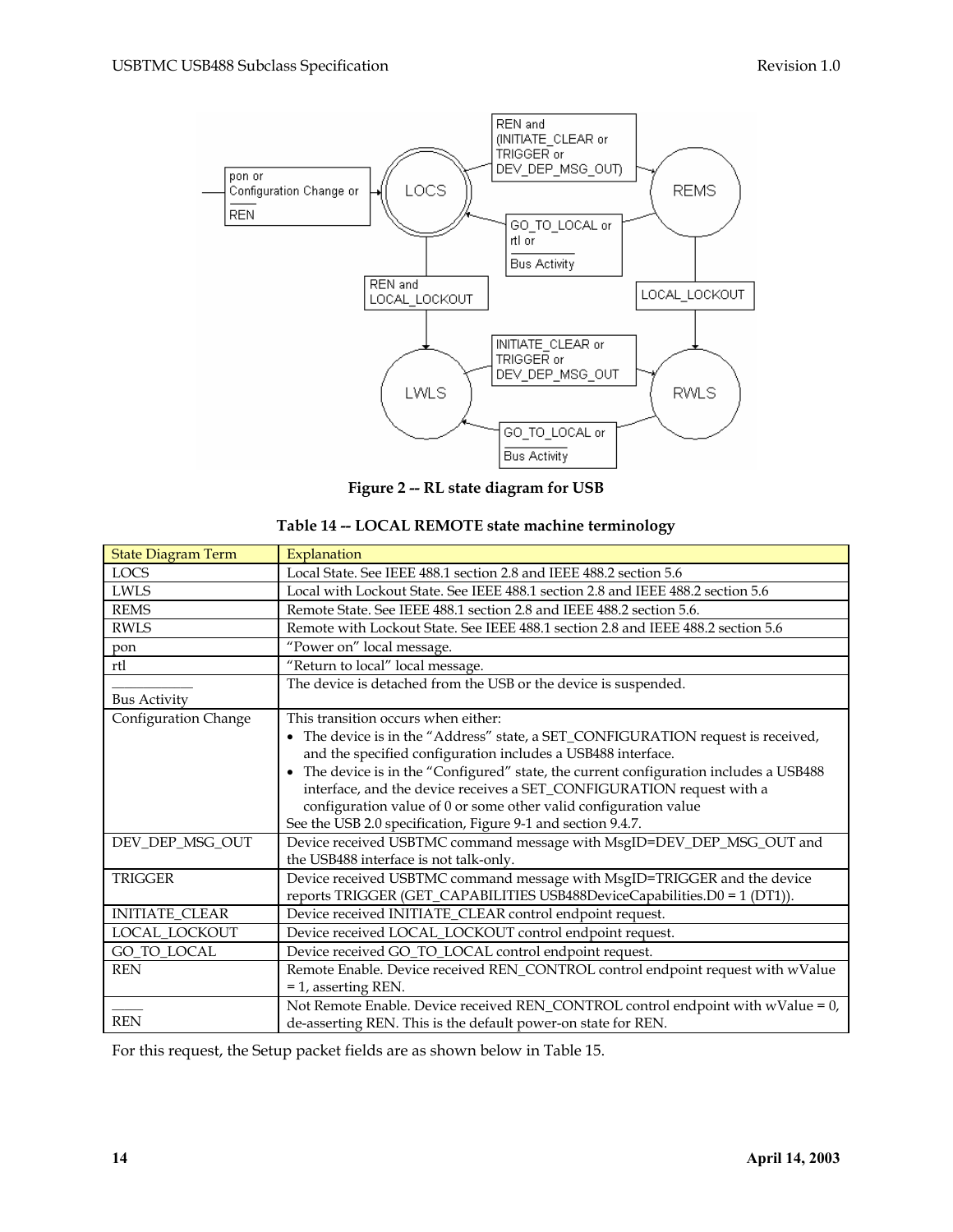**Figure 2 -- RL state diagram for USB**

**Table 14 -- LOCAL REMOTE state machine terminology**

| State Diagram Term | Explanation |
|---|---|
| LOCS | Local State. See IEEE 488.1 section 2.8 and IEEE 488.2 section 5.6 |
| LWLS | Local with Lockout State. See IEEE 488.1 section 2.8 and IEEE 488.2 section 5.6 |
| REMS | Remote State. See IEEE 488.1 section 2.8 and IEEE 488.2 section 5.6. |
| RWLS | Remote with Lockout State. See IEEE 488.1 section 2.8 and IEEE 488.2 section 5.6 |
| pon | "Power on" local message. |
| rtl | "Return to local" local message. |
| $\overline{\text{Bus Activity}}$ | The device is detached from the USB or the device is suspended. |
| Configuration Change | This transition occurs when either:<br>• The device is in the "Address" state, a SET_CONFIGURATION request is received, and the specified configuration includes a USB488 interface.<br>• The device is in the "Configured" state, the current configuration includes a USB488 interface, and the device receives a SET_CONFIGURATION request with a configuration value of 0 or some other valid configuration value<br>See the USB 2.0 specification, Figure 9-1 and section 9.4.7. |
| DEV_DEP_MSG_OUT | Device received USBTMC command message with MsgID=DEV_DEP_MSG_OUT and the USB488 interface is not talk-only. |
| TRIGGER | Device received USBTMC command message with MsgID=TRIGGER and the device reports TRIGGER (GET_CAPABILITIES USB488DeviceCapabilities.D0 = 1 (DT1)). |
| INITIATE_CLEAR | Device received INITIATE_CLEAR control endpoint request. |
| LOCAL_LOCKOUT | Device received LOCAL_LOCKOUT control endpoint request. |
| GO_TO_LOCAL | Device received GO_TO_LOCAL control endpoint request. |
| REN | Remote Enable. Device received REN_CONTROL control endpoint request with wValue = 1, asserting REN. |
| $\overline{\text{REN}}$ | Not Remote Enable. Device received REN_CONTROL control endpoint with wValue = 0, de-asserting REN. This is the default power-on state for REN. |

For this request, the Setup packet fields are as shown below in Table 15.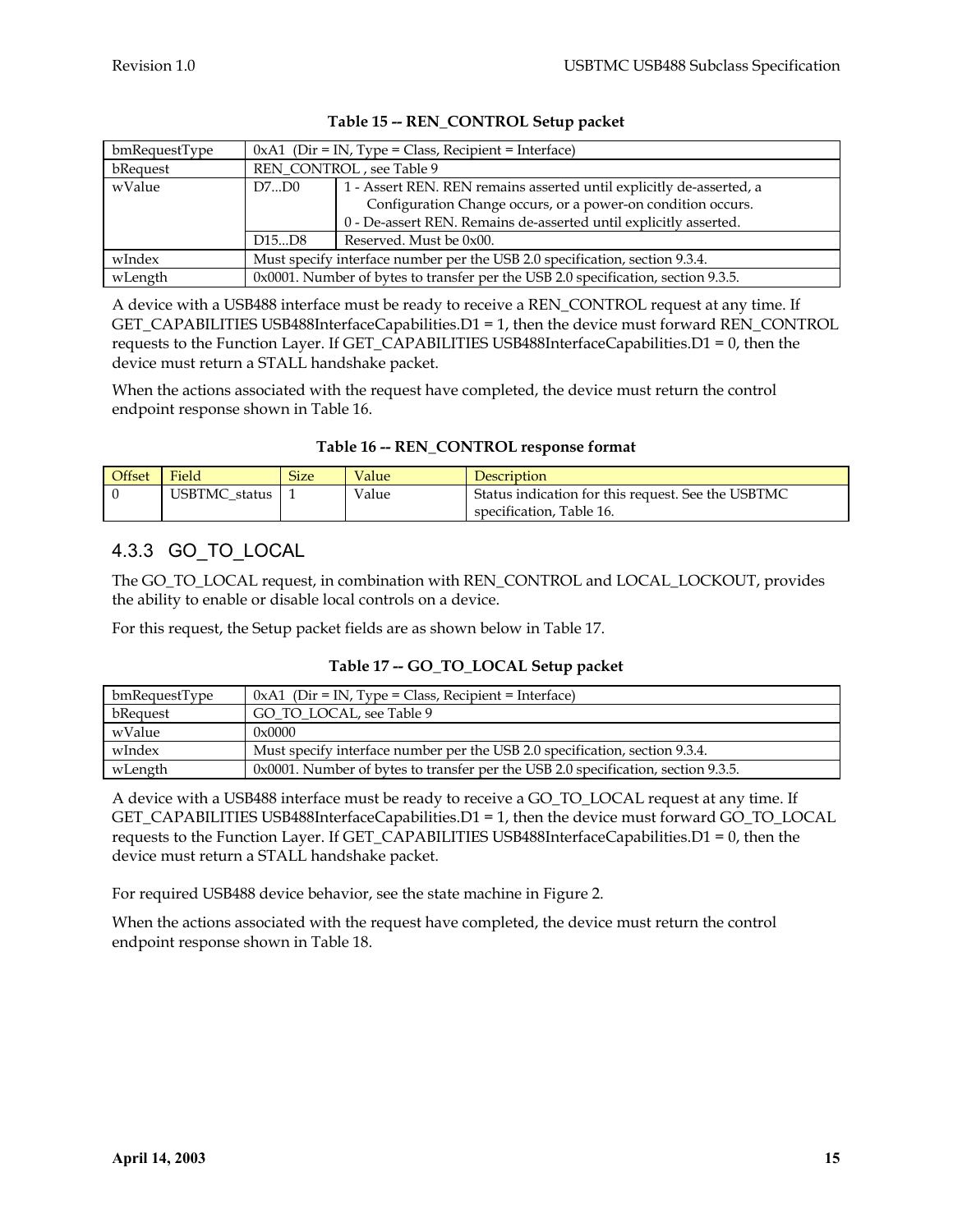**Table 15 -- REN_CONTROL Setup packet**

| bmRequestType | 0xA1 (Dir = IN, Type = Class, Recipient = Interface) | |
|---|---|---|
| bRequest | REN_CONTROL , see Table 9 | |
| wValue | D7...D0 | 1 - Assert REN. REN remains asserted until explicitly de-asserted, a Configuration Change occurs, or a power-on condition occurs.<br>0 - De-assert REN. Remains de-asserted until explicitly asserted. |
| | D15...D8 | Reserved. Must be 0x00. |
| wIndex | Must specify interface number per the USB 2.0 specification, section 9.3.4. | |
| wLength | 0x0001. Number of bytes to transfer per the USB 2.0 specification, section 9.3.5. | |

A device with a USB488 interface must be ready to receive a REN_CONTROL request at any time. If GET_CAPABILITIES USB488InterfaceCapabilities.D1 = 1, then the device must forward REN_CONTROL requests to the Function Layer. If GET_CAPABILITIES USB488InterfaceCapabilities.D1 = 0, then the device must return a STALL handshake packet.

When the actions associated with the request have completed, the device must return the control endpoint response shown in Table 16.

**Table 16 -- REN_CONTROL response format**

| Offset | Field | Size | Value | Description |
|---|---|---|---|---|
| 0 | USBTMC_status | 1 | Value | Status indication for this request. See the USBTMC specification, Table 16. |

### 4.3.3 GO_TO_LOCAL

The GO_TO_LOCAL request, in combination with REN_CONTROL and LOCAL_LOCKOUT, provides the ability to enable or disable local controls on a device.

For this request, the Setup packet fields are as shown below in Table 17.

**Table 17 -- GO_TO_LOCAL Setup packet**

| bmRequestType | 0xA1 (Dir = IN, Type = Class, Recipient = Interface) |
|---|---|
| bRequest | GO_TO_LOCAL, see Table 9 |
| wValue | 0x0000 |
| wIndex | Must specify interface number per the USB 2.0 specification, section 9.3.4. |
| wLength | 0x0001. Number of bytes to transfer per the USB 2.0 specification, section 9.3.5. |

A device with a USB488 interface must be ready to receive a GO_TO_LOCAL request at any time. If GET_CAPABILITIES USB488InterfaceCapabilities.D1 = 1, then the device must forward GO_TO_LOCAL requests to the Function Layer. If GET_CAPABILITIES USB488InterfaceCapabilities.D1 = 0, then the device must return a STALL handshake packet.

For required USB488 device behavior, see the state machine in Figure 2.

When the actions associated with the request have completed, the device must return the control endpoint response shown in Table 18.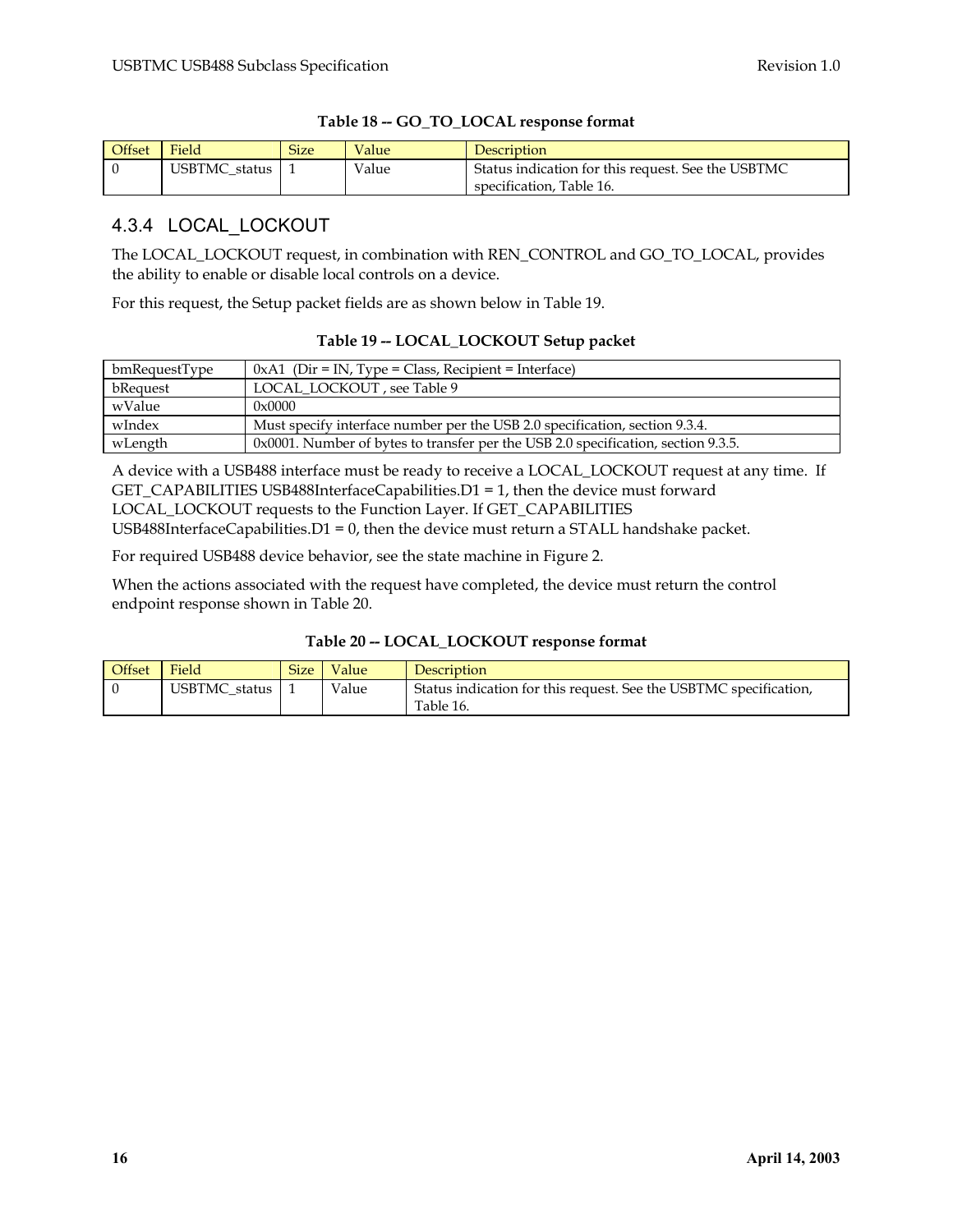**Table 18 -- GO_TO_LOCAL response format**

| Offset | Field | Size | Value | Description |
|---|---|---|---|---|
| 0 | USBTMC_status | 1 | Value | Status indication for this request. See the USBTMC specification, Table 16. |

### 4.3.4 LOCAL_LOCKOUT

The LOCAL_LOCKOUT request, in combination with REN_CONTROL and GO_TO_LOCAL, provides the ability to enable or disable local controls on a device.

For this request, the Setup packet fields are as shown below in Table 19.

**Table 19 -- LOCAL_LOCKOUT Setup packet**

| | |
|---|---|
| bmRequestType | 0xA1 (Dir = IN, Type = Class, Recipient = Interface) |
| bRequest | LOCAL_LOCKOUT , see Table 9 |
| wValue | 0x0000 |
| wIndex | Must specify interface number per the USB 2.0 specification, section 9.3.4. |
| wLength | 0x0001. Number of bytes to transfer per the USB 2.0 specification, section 9.3.5. |

A device with a USB488 interface must be ready to receive a LOCAL_LOCKOUT request at any time. If GET_CAPABILITIES USB488InterfaceCapabilities.D1 = 1, then the device must forward LOCAL_LOCKOUT requests to the Function Layer. If GET_CAPABILITIES USB488InterfaceCapabilities.D1 = 0, then the device must return a STALL handshake packet.

For required USB488 device behavior, see the state machine in Figure 2.

When the actions associated with the request have completed, the device must return the control endpoint response shown in Table 20.

**Table 20 -- LOCAL_LOCKOUT response format**

| Offset | Field | Size | Value | Description |
|---|---|---|---|---|
| 0 | USBTMC_status | 1 | Value | Status indication for this request. See the USBTMC specification, Table 16. |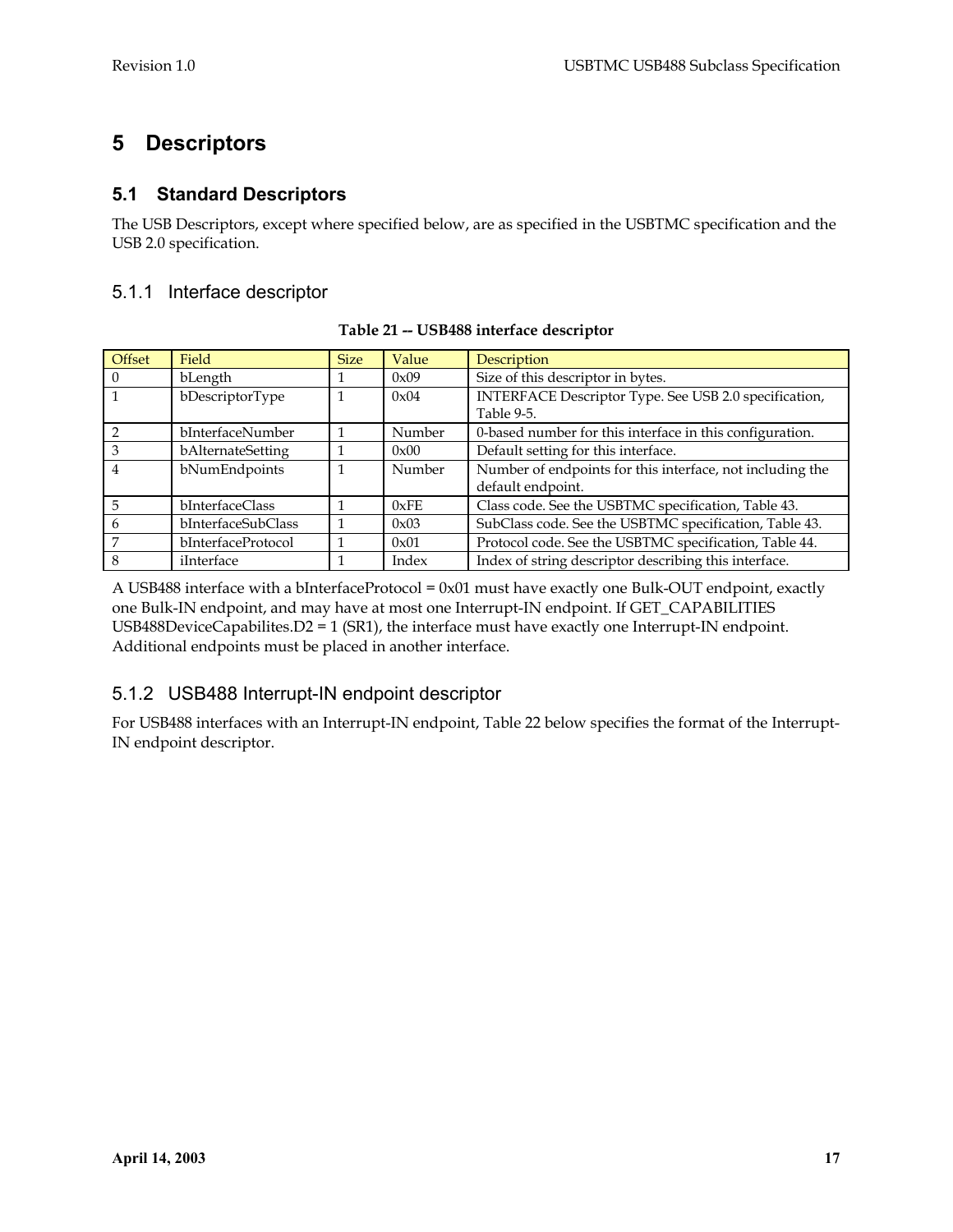# 5 Descriptors

## 5.1 Standard Descriptors

The USB Descriptors, except where specified below, are as specified in the USBTMC specification and the USB 2.0 specification.

### 5.1.1 Interface descriptor

**Table 21 -- USB488 interface descriptor**

| Offset | Field | Size | Value | Description |
|---|---|---|---|---|
| 0 | bLength | 1 | 0x09 | Size of this descriptor in bytes. |
| 1 | bDescriptorType | 1 | 0x04 | INTERFACE Descriptor Type. See USB 2.0 specification, Table 9-5. |
| 2 | bInterfaceNumber | 1 | Number | 0-based number for this interface in this configuration. |
| 3 | bAlternateSetting | 1 | 0x00 | Default setting for this interface. |
| 4 | bNumEndpoints | 1 | Number | Number of endpoints for this interface, not including the default endpoint. |
| 5 | bInterfaceClass | 1 | 0xFE | Class code. See the USBTMC specification, Table 43. |
| 6 | bInterfaceSubClass | 1 | 0x03 | SubClass code. See the USBTMC specification, Table 43. |
| 7 | bInterfaceProtocol | 1 | 0x01 | Protocol code. See the USBTMC specification, Table 44. |
| 8 | iInterface | 1 | Index | Index of string descriptor describing this interface. |

A USB488 interface with a bInterfaceProtocol = 0x01 must have exactly one Bulk-OUT endpoint, exactly one Bulk-IN endpoint, and may have at most one Interrupt-IN endpoint. If GET_CAPABILITIES USB488DeviceCapabilites.D2 = 1 (SR1), the interface must have exactly one Interrupt-IN endpoint. Additional endpoints must be placed in another interface.

### 5.1.2 USB488 Interrupt-IN endpoint descriptor

For USB488 interfaces with an Interrupt-IN endpoint, Table 22 below specifies the format of the Interrupt-IN endpoint descriptor.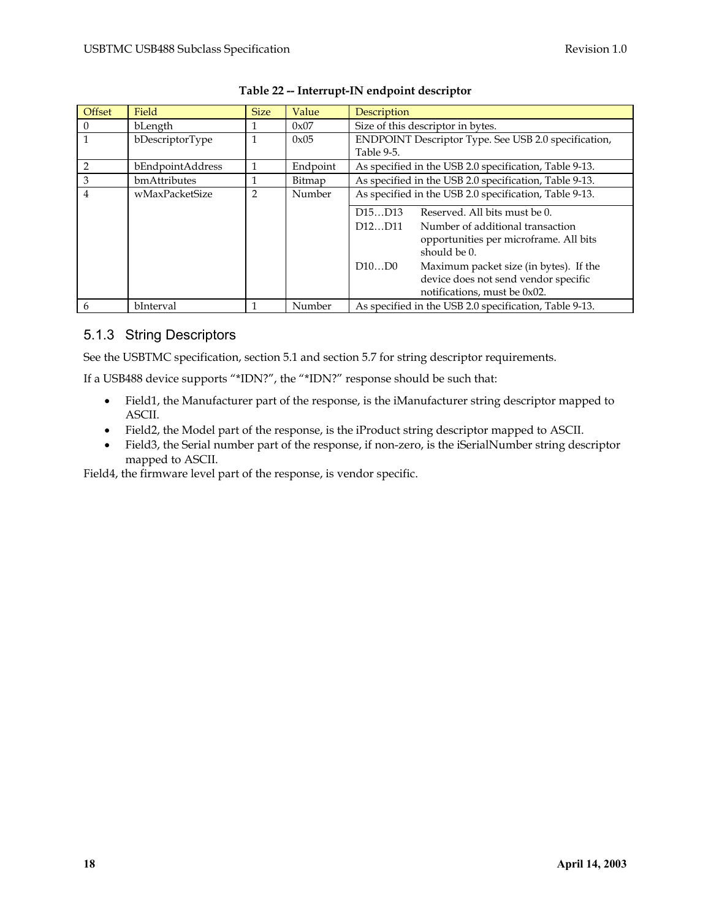**Table 22 -- Interrupt-IN endpoint descriptor**

| Offset | Field | Size | Value | Description |
|---|---|---|---|---|
| 0 | bLength | 1 | 0x07 | Size of this descriptor in bytes. |
| 1 | bDescriptorType | 1 | 0x05 | ENDPOINT Descriptor Type. See USB 2.0 specification, Table 9-5. |
| 2 | bEndpointAddress | 1 | Endpoint | As specified in the USB 2.0 specification, Table 9-13. |
| 3 | bmAttributes | 1 | Bitmap | As specified in the USB 2.0 specification, Table 9-13. |
| 4 | wMaxPacketSize | 2 | Number | As specified in the USB 2.0 specification, Table 9-13.<br>D15…D13 Reserved. All bits must be 0.<br>D12…D11 Number of additional transaction opportunities per microframe. All bits should be 0.<br>D10…D0 Maximum packet size (in bytes). If the device does not send vendor specific notifications, must be 0x02. |
| 6 | bInterval | 1 | Number | As specified in the USB 2.0 specification, Table 9-13. |

### 5.1.3 String Descriptors

See the USBTMC specification, section 5.1 and section 5.7 for string descriptor requirements.

If a USB488 device supports "*IDN?", the "*IDN?" response should be such that:

- Field1, the Manufacturer part of the response, is the iManufacturer string descriptor mapped to ASCII.
- Field2, the Model part of the response, is the iProduct string descriptor mapped to ASCII.
- Field3, the Serial number part of the response, if non-zero, is the iSerialNumber string descriptor mapped to ASCII.

Field4, the firmware level part of the response, is vendor specific.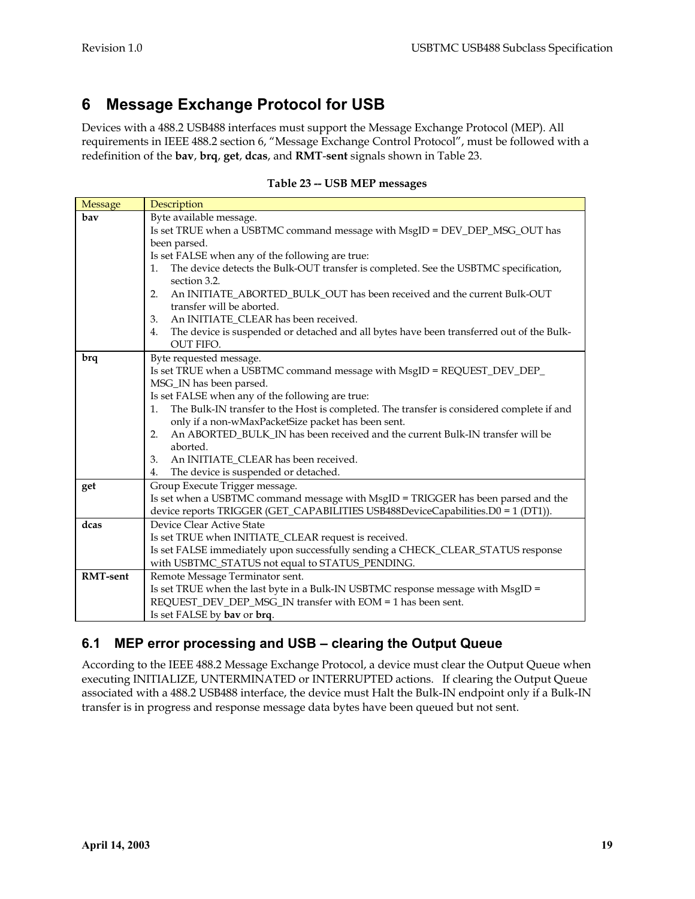# 6 Message Exchange Protocol for USB

Devices with a 488.2 USB488 interfaces must support the Message Exchange Protocol (MEP). All requirements in IEEE 488.2 section 6, "Message Exchange Control Protocol", must be followed with a redefinition of the **bav**, **brq**, **get**, **dcas**, and **RMT-sent** signals shown in Table 23.

**Table 23 -- USB MEP messages**

| Message | Description |
|---|---|
| **bav** | Byte available message.<br>Is set TRUE when a USBTMC command message with MsgID = DEV_DEP_MSG_OUT has been parsed.<br>Is set FALSE when any of the following are true:<br>1. The device detects the Bulk-OUT transfer is completed. See the USBTMC specification, section 3.2.<br>2. An INITIATE_ABORTED_BULK_OUT has been received and the current Bulk-OUT transfer will be aborted.<br>3. An INITIATE_CLEAR has been received.<br>4. The device is suspended or detached and all bytes have been transferred out of the Bulk-OUT FIFO. |
| **brq** | Byte requested message.<br>Is set TRUE when a USBTMC command message with MsgID = REQUEST_DEV_DEP_ MSG_IN has been parsed.<br>Is set FALSE when any of the following are true:<br>1. The Bulk-IN transfer to the Host is completed. The transfer is considered complete if and only if a non-wMaxPacketSize packet has been sent.<br>2. An ABORTED_BULK_IN has been received and the current Bulk-IN transfer will be aborted.<br>3. An INITIATE_CLEAR has been received.<br>4. The device is suspended or detached. |
| **get** | Group Execute Trigger message.<br>Is set when a USBTMC command message with MsgID = TRIGGER has been parsed and the device reports TRIGGER (GET_CAPABILITIES USB488DeviceCapabilities.D0 = 1 (DT1)). |
| **dcas** | Device Clear Active State<br>Is set TRUE when INITIATE_CLEAR request is received.<br>Is set FALSE immediately upon successfully sending a CHECK_CLEAR_STATUS response with USBTMC_STATUS not equal to STATUS_PENDING. |
| **RMT-sent** | Remote Message Terminator sent.<br>Is set TRUE when the last byte in a Bulk-IN USBTMC response message with MsgID = REQUEST_DEV_DEP_MSG_IN transfer with EOM = 1 has been sent.<br>Is set FALSE by **bav** or **brq**. |

## 6.1 MEP error processing and USB – clearing the Output Queue

According to the IEEE 488.2 Message Exchange Protocol, a device must clear the Output Queue when executing INITIALIZE, UNTERMINATED or INTERRUPTED actions. If clearing the Output Queue associated with a 488.2 USB488 interface, the device must Halt the Bulk-IN endpoint only if a Bulk-IN transfer is in progress and response message data bytes have been queued but not sent.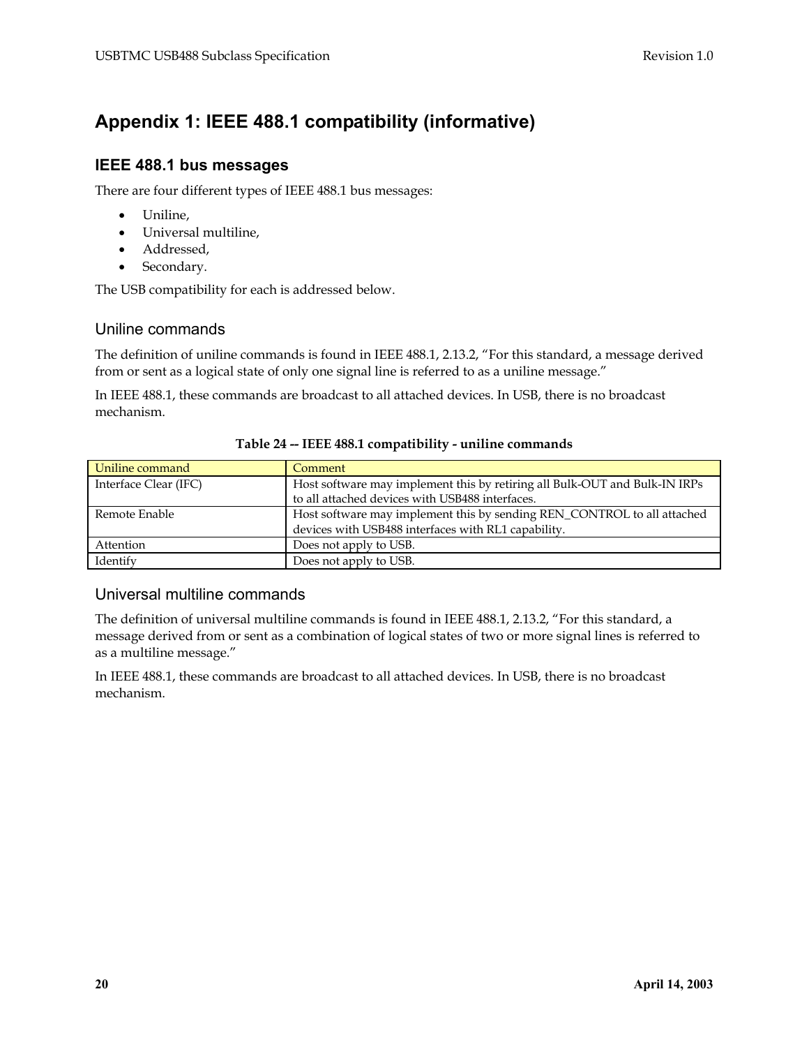# Appendix 1: IEEE 488.1 compatibility (informative)

## IEEE 488.1 bus messages

There are four different types of IEEE 488.1 bus messages:

- Uniline,
- Universal multiline,
- Addressed,
- Secondary.

The USB compatibility for each is addressed below.

### Uniline commands

The definition of uniline commands is found in IEEE 488.1, 2.13.2, "For this standard, a message derived from or sent as a logical state of only one signal line is referred to as a uniline message."

In IEEE 488.1, these commands are broadcast to all attached devices. In USB, there is no broadcast mechanism.

**Table 24 -- IEEE 488.1 compatibility - uniline commands**

| Uniline command | Comment |
|---|---|
| Interface Clear (IFC) | Host software may implement this by retiring all Bulk-OUT and Bulk-IN IRPs to all attached devices with USB488 interfaces. |
| Remote Enable | Host software may implement this by sending REN_CONTROL to all attached devices with USB488 interfaces with RL1 capability. |
| Attention | Does not apply to USB. |
| Identify | Does not apply to USB. |

### Universal multiline commands

The definition of universal multiline commands is found in IEEE 488.1, 2.13.2, "For this standard, a message derived from or sent as a combination of logical states of two or more signal lines is referred to as a multiline message."

In IEEE 488.1, these commands are broadcast to all attached devices. In USB, there is no broadcast mechanism.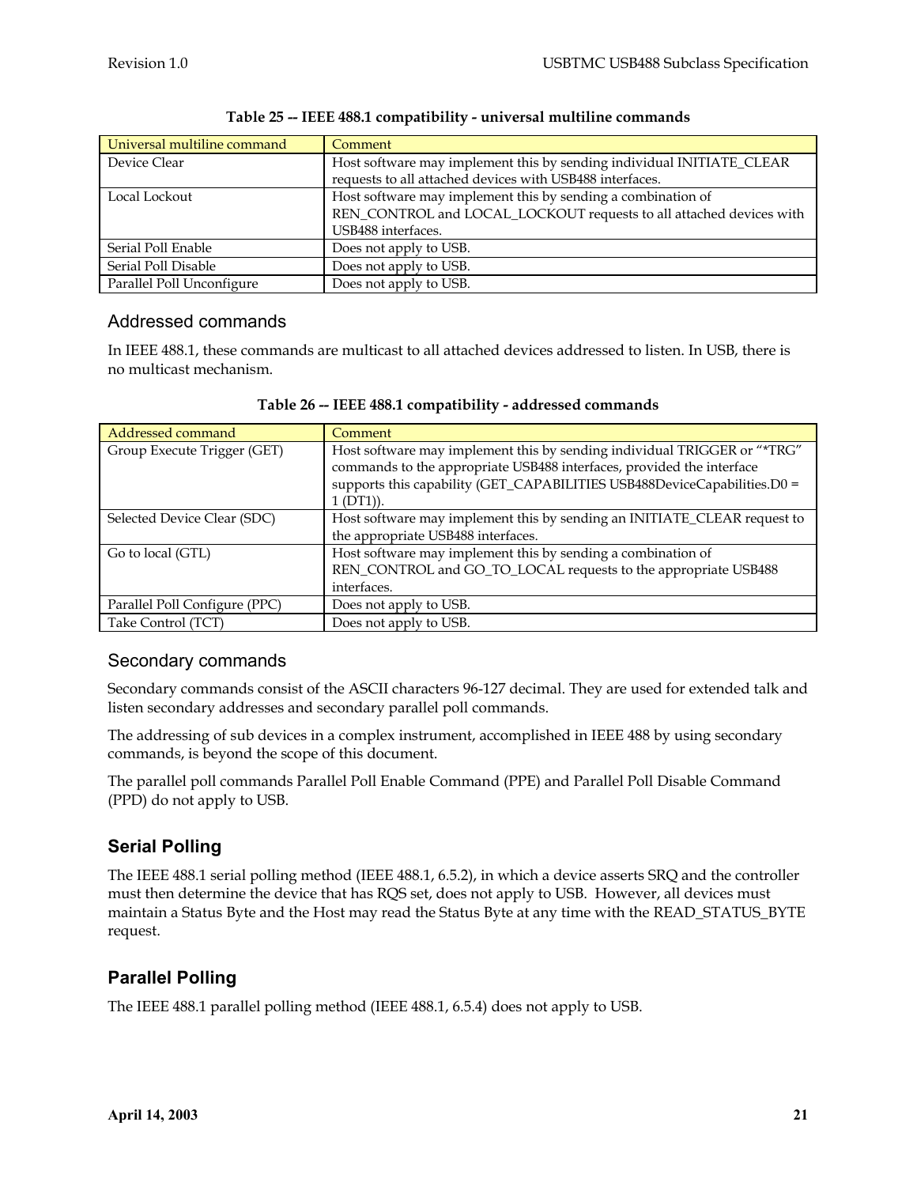**Table 25 -- IEEE 488.1 compatibility - universal multiline commands**

| Universal multiline command | Comment |
| --- | --- |
| Device Clear | Host software may implement this by sending individual INITIATE_CLEAR requests to all attached devices with USB488 interfaces. |
| Local Lockout | Host software may implement this by sending a combination of REN_CONTROL and LOCAL_LOCKOUT requests to all attached devices with USB488 interfaces. |
| Serial Poll Enable | Does not apply to USB. |
| Serial Poll Disable | Does not apply to USB. |
| Parallel Poll Unconfigure | Does not apply to USB. |

### Addressed commands

In IEEE 488.1, these commands are multicast to all attached devices addressed to listen. In USB, there is no multicast mechanism.

**Table 26 -- IEEE 488.1 compatibility - addressed commands**

| Addressed command | Comment |
| --- | --- |
| Group Execute Trigger (GET) | Host software may implement this by sending individual TRIGGER or "*TRG" commands to the appropriate USB488 interfaces, provided the interface supports this capability (GET_CAPABILITIES USB488DeviceCapabilities.D0 = 1 (DT1)). |
| Selected Device Clear (SDC) | Host software may implement this by sending an INITIATE_CLEAR request to the appropriate USB488 interfaces. |
| Go to local (GTL) | Host software may implement this by sending a combination of REN_CONTROL and GO_TO_LOCAL requests to the appropriate USB488 interfaces. |
| Parallel Poll Configure (PPC) | Does not apply to USB. |
| Take Control (TCT) | Does not apply to USB. |

### Secondary commands

Secondary commands consist of the ASCII characters 96-127 decimal. They are used for extended talk and listen secondary addresses and secondary parallel poll commands.

The addressing of sub devices in a complex instrument, accomplished in IEEE 488 by using secondary commands, is beyond the scope of this document.

The parallel poll commands Parallel Poll Enable Command (PPE) and Parallel Poll Disable Command (PPD) do not apply to USB.

## Serial Polling

The IEEE 488.1 serial polling method (IEEE 488.1, 6.5.2), in which a device asserts SRQ and the controller must then determine the device that has RQS set, does not apply to USB. However, all devices must maintain a Status Byte and the Host may read the Status Byte at any time with the READ_STATUS_BYTE request.

## Parallel Polling

The IEEE 488.1 parallel polling method (IEEE 488.1, 6.5.4) does not apply to USB.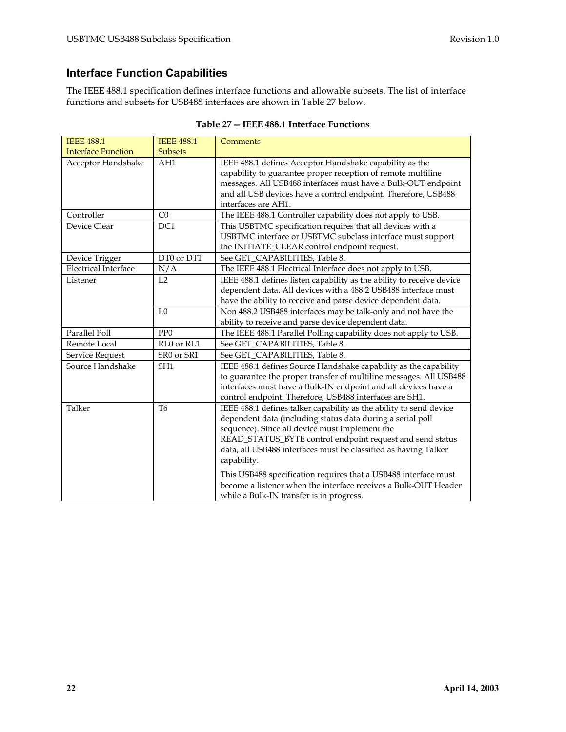## Interface Function Capabilities

The IEEE 488.1 specification defines interface functions and allowable subsets. The list of interface functions and subsets for USB488 interfaces are shown in Table 27 below.

**Table 27 -- IEEE 488.1 Interface Functions**

| IEEE 488.1 Interface Function | IEEE 488.1 Subsets | Comments |
|---|---|---|
| Acceptor Handshake | AH1 | IEEE 488.1 defines Acceptor Handshake capability as the capability to guarantee proper reception of remote multiline messages. All USB488 interfaces must have a Bulk-OUT endpoint and all USB devices have a control endpoint. Therefore, USB488 interfaces are AH1. |
| Controller | C0 | The IEEE 488.1 Controller capability does not apply to USB. |
| Device Clear | DC1 | This USBTMC specification requires that all devices with a USBTMC interface or USBTMC subclass interface must support the INITIATE_CLEAR control endpoint request. |
| Device Trigger | DT0 or DT1 | See GET_CAPABILITIES, Table 8. |
| Electrical Interface | N/A | The IEEE 488.1 Electrical Interface does not apply to USB. |
| Listener | L2 | IEEE 488.1 defines listen capability as the ability to receive device dependent data. All devices with a 488.2 USB488 interface must have the ability to receive and parse device dependent data. |
| | L0 | Non 488.2 USB488 interfaces may be talk-only and not have the ability to receive and parse device dependent data. |
| Parallel Poll | PP0 | The IEEE 488.1 Parallel Polling capability does not apply to USB. |
| Remote Local | RL0 or RL1 | See GET_CAPABILITIES, Table 8. |
| Service Request | SR0 or SR1 | See GET_CAPABILITIES, Table 8. |
| Source Handshake | SH1 | IEEE 488.1 defines Source Handshake capability as the capability to guarantee the proper transfer of multiline messages. All USB488 interfaces must have a Bulk-IN endpoint and all devices have a control endpoint. Therefore, USB488 interfaces are SH1. |
| Talker | T6 | IEEE 488.1 defines talker capability as the ability to send device dependent data (including status data during a serial poll sequence). Since all device must implement the READ_STATUS_BYTE control endpoint request and send status data, all USB488 interfaces must be classified as having Talker capability.<br><br>This USB488 specification requires that a USB488 interface must become a listener when the interface receives a Bulk-OUT Header while a Bulk-IN transfer is in progress. |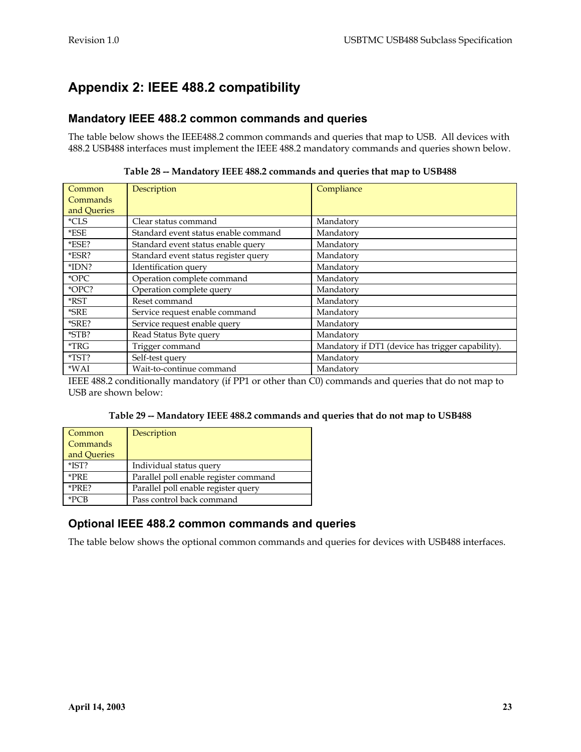# Appendix 2: IEEE 488.2 compatibility

## Mandatory IEEE 488.2 common commands and queries

The table below shows the IEEE488.2 common commands and queries that map to USB. All devices with 488.2 USB488 interfaces must implement the IEEE 488.2 mandatory commands and queries shown below.

**Table 28 -- Mandatory IEEE 488.2 commands and queries that map to USB488**

| Common Commands and Queries | Description | Compliance |
|---|---|---|
| *CLS | Clear status command | Mandatory |
| *ESE | Standard event status enable command | Mandatory |
| *ESE? | Standard event status enable query | Mandatory |
| *ESR? | Standard event status register query | Mandatory |
| *IDN? | Identification query | Mandatory |
| *OPC | Operation complete command | Mandatory |
| *OPC? | Operation complete query | Mandatory |
| *RST | Reset command | Mandatory |
| *SRE | Service request enable command | Mandatory |
| *SRE? | Service request enable query | Mandatory |
| *STB? | Read Status Byte query | Mandatory |
| *TRG | Trigger command | Mandatory if DT1 (device has trigger capability). |
| *TST? | Self-test query | Mandatory |
| *WAI | Wait-to-continue command | Mandatory |

IEEE 488.2 conditionally mandatory (if PP1 or other than C0) commands and queries that do not map to USB are shown below:

**Table 29 -- Mandatory IEEE 488.2 commands and queries that do not map to USB488**

| Common Commands and Queries | Description |
|---|---|
| *IST? | Individual status query |
| *PRE | Parallel poll enable register command |
| *PRE? | Parallel poll enable register query |
| *PCB | Pass control back command |

## Optional IEEE 488.2 common commands and queries

The table below shows the optional common commands and queries for devices with USB488 interfaces.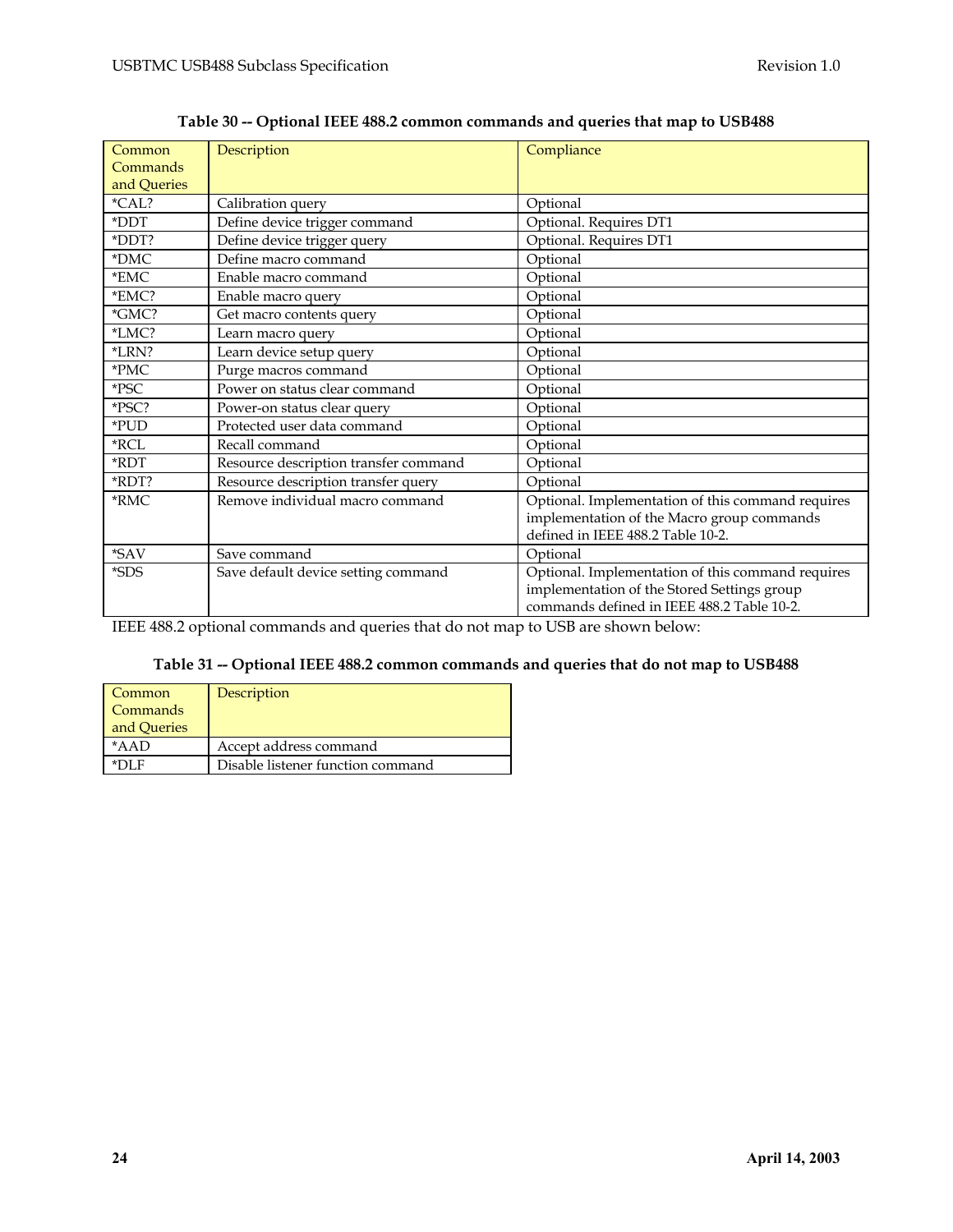**Table 30 -- Optional IEEE 488.2 common commands and queries that map to USB488**

| Common Commands and Queries | Description | Compliance |
|---|---|---|
| *CAL? | Calibration query | Optional |
| *DDT | Define device trigger command | Optional. Requires DT1 |
| *DDT? | Define device trigger query | Optional. Requires DT1 |
| *DMC | Define macro command | Optional |
| *EMC | Enable macro command | Optional |
| *EMC? | Enable macro query | Optional |
| *GMC? | Get macro contents query | Optional |
| *LMC? | Learn macro query | Optional |
| *LRN? | Learn device setup query | Optional |
| *PMC | Purge macros command | Optional |
| *PSC | Power on status clear command | Optional |
| *PSC? | Power-on status clear query | Optional |
| *PUD | Protected user data command | Optional |
| *RCL | Recall command | Optional |
| *RDT | Resource description transfer command | Optional |
| *RDT? | Resource description transfer query | Optional |
| *RMC | Remove individual macro command | Optional. Implementation of this command requires implementation of the Macro group commands defined in IEEE 488.2 Table 10-2. |
| *SAV | Save command | Optional |
| *SDS | Save default device setting command | Optional. Implementation of this command requires implementation of the Stored Settings group commands defined in IEEE 488.2 Table 10-2. |

IEEE 488.2 optional commands and queries that do not map to USB are shown below:

**Table 31 -- Optional IEEE 488.2 common commands and queries that do not map to USB488**

| Common Commands and Queries | Description |
|---|---|
| *AAD | Accept address command |
| *DLF | Disable listener function command |